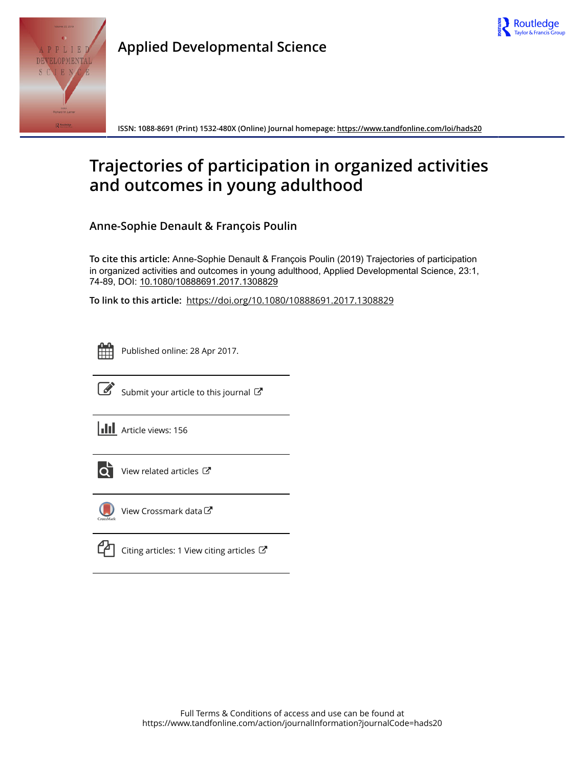Applied Developmental Science

ISSN: 1088-8691 (Print) 1532-480X (Online) Journal homepage: https://www.tandfonline.com/loi/hads20

# Trajectories of participation in organized activities and outcomes in young adulthood

## Anne-Sophie Denault & François Poulin

**To cite this article:** Anne-Sophie Denault & François Poulin (2019) Trajectories of participation in organized activities and outcomes in young adulthood, Applied Developmental Science, 23:1, 74-89, DOI: 10.1080/10888691.2017.1308829

**To link to this article:** https://doi.org/10.1080/10888691.2017.1308829

Published online: 28 Apr 2017.

Submit your article to this journal

Article views: 156

View related articles

View Crossmark data

Citing articles: 1 View citing articles

Full Terms & Conditions of access and use can be found at
https://www.tandfonline.com/action/journalInformation?journalCode=hads20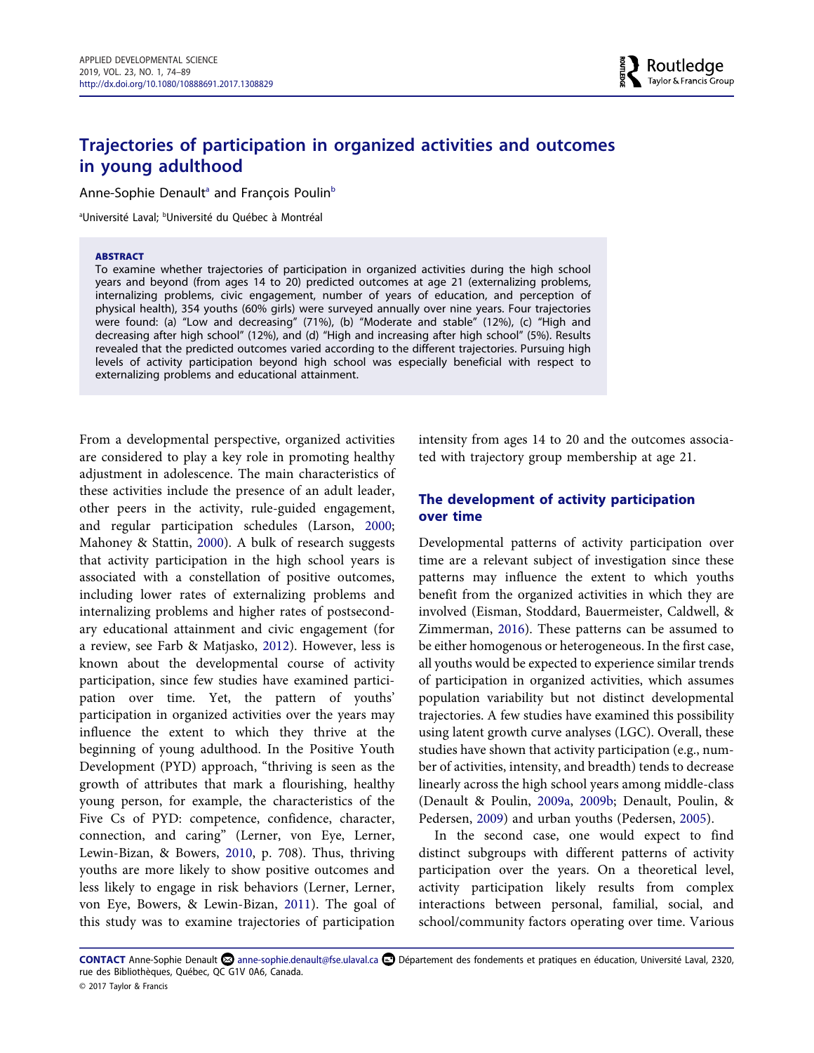# Trajectories of participation in organized activities and outcomes in young adulthood

Anne-Sophie Denault[a] and François Poulin[b]

[a]Université Laval; [b]Université du Québec à Montréal

**ABSTRACT**

To examine whether trajectories of participation in organized activities during the high school years and beyond (from ages 14 to 20) predicted outcomes at age 21 (externalizing problems, internalizing problems, civic engagement, number of years of education, and perception of physical health), 354 youths (60% girls) were surveyed annually over nine years. Four trajectories were found: (a) "Low and decreasing" (71%), (b) "Moderate and stable" (12%), (c) "High and decreasing after high school" (12%), and (d) "High and increasing after high school" (5%). Results revealed that the predicted outcomes varied according to the different trajectories. Pursuing high levels of activity participation beyond high school was especially beneficial with respect to externalizing problems and educational attainment.

From a developmental perspective, organized activities are considered to play a key role in promoting healthy adjustment in adolescence. The main characteristics of these activities include the presence of an adult leader, other peers in the activity, rule-guided engagement, and regular participation schedules (Larson, 2000; Mahoney & Stattin, 2000). A bulk of research suggests that activity participation in the high school years is associated with a constellation of positive outcomes, including lower rates of externalizing problems and internalizing problems and higher rates of postsecondary educational attainment and civic engagement (for a review, see Farb & Matjasko, 2012). However, less is known about the developmental course of activity participation, since few studies have examined participation over time. Yet, the pattern of youths' participation in organized activities over the years may influence the extent to which they thrive at the beginning of young adulthood. In the Positive Youth Development (PYD) approach, "thriving is seen as the growth of attributes that mark a flourishing, healthy young person, for example, the characteristics of the Five Cs of PYD: competence, confidence, character, connection, and caring" (Lerner, von Eye, Lerner, Lewin-Bizan, & Bowers, 2010, p. 708). Thus, thriving youths are more likely to show positive outcomes and less likely to engage in risk behaviors (Lerner, Lerner, von Eye, Bowers, & Lewin-Bizan, 2011). The goal of this study was to examine trajectories of participation intensity from ages 14 to 20 and the outcomes associated with trajectory group membership at age 21.

## The development of activity participation over time

Developmental patterns of activity participation over time are a relevant subject of investigation since these patterns may influence the extent to which youths benefit from the organized activities in which they are involved (Eisman, Stoddard, Bauermeister, Caldwell, & Zimmerman, 2016). These patterns can be assumed to be either homogenous or heterogeneous. In the first case, all youths would be expected to experience similar trends of participation in organized activities, which assumes population variability but not distinct developmental trajectories. A few studies have examined this possibility using latent growth curve analyses (LGC). Overall, these studies have shown that activity participation (e.g., number of activities, intensity, and breadth) tends to decrease linearly across the high school years among middle-class (Denault & Poulin, 2009a, 2009b; Denault, Poulin, & Pedersen, 2009) and urban youths (Pedersen, 2005).

In the second case, one would expect to find distinct subgroups with different patterns of activity participation over the years. On a theoretical level, activity participation likely results from complex interactions between personal, familial, social, and school/community factors operating over time. Various

**CONTACT** Anne-Sophie Denault anne-sophie.denault@fse.ulaval.ca Département des fondements et pratiques en éducation, Université Laval, 2320, rue des Bibliothèques, Québec, QC G1V 0A6, Canada.

© 2017 Taylor & Francis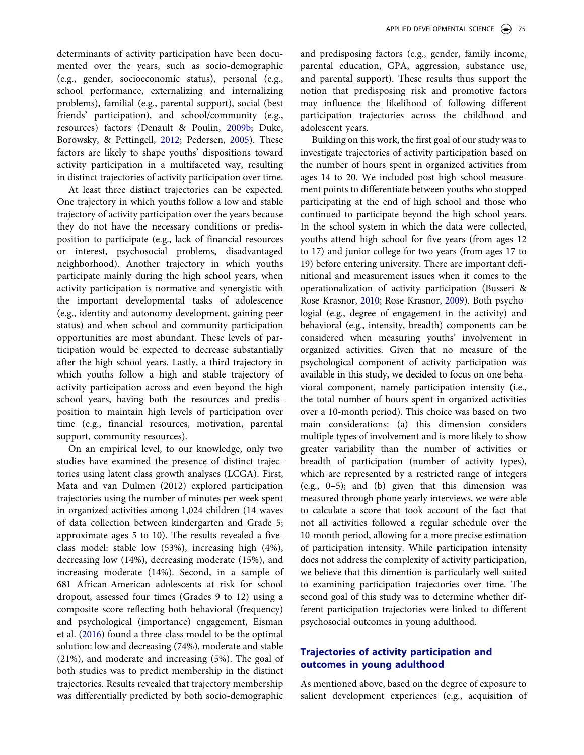determinants of activity participation have been documented over the years, such as socio-demographic (e.g., gender, socioeconomic status), personal (e.g., school performance, externalizing and internalizing problems), familial (e.g., parental support), social (best friends' participation), and school/community (e.g., resources) factors (Denault & Poulin, 2009b; Duke, Borowsky, & Pettingell, 2012; Pedersen, 2005). These factors are likely to shape youths' dispositions toward activity participation in a multifaceted way, resulting in distinct trajectories of activity participation over time.

At least three distinct trajectories can be expected. One trajectory in which youths follow a low and stable trajectory of activity participation over the years because they do not have the necessary conditions or predisposition to participate (e.g., lack of financial resources or interest, psychosocial problems, disadvantaged neighborhood). Another trajectory in which youths participate mainly during the high school years, when activity participation is normative and synergistic with the important developmental tasks of adolescence (e.g., identity and autonomy development, gaining peer status) and when school and community participation opportunities are most abundant. These levels of participation would be expected to decrease substantially after the high school years. Lastly, a third trajectory in which youths follow a high and stable trajectory of activity participation across and even beyond the high school years, having both the resources and predisposition to maintain high levels of participation over time (e.g., financial resources, motivation, parental support, community resources).

On an empirical level, to our knowledge, only two studies have examined the presence of distinct trajectories using latent class growth analyses (LCGA). First, Mata and van Dulmen (2012) explored participation trajectories using the number of minutes per week spent in organized activities among 1,024 children (14 waves of data collection between kindergarten and Grade 5; approximate ages 5 to 10). The results revealed a five-class model: stable low (53%), increasing high (4%), decreasing low (14%), decreasing moderate (15%), and increasing moderate (14%). Second, in a sample of 681 African-American adolescents at risk for school dropout, assessed four times (Grades 9 to 12) using a composite score reflecting both behavioral (frequency) and psychological (importance) engagement, Eisman et al. (2016) found a three-class model to be the optimal solution: low and decreasing (74%), moderate and stable (21%), and moderate and increasing (5%). The goal of both studies was to predict membership in the distinct trajectories. Results revealed that trajectory membership was differentially predicted by both socio-demographic and predisposing factors (e.g., gender, family income, parental education, GPA, aggression, substance use, and parental support). These results thus support the notion that predisposing risk and promotive factors may influence the likelihood of following different participation trajectories across the childhood and adolescent years.

Building on this work, the first goal of our study was to investigate trajectories of activity participation based on the number of hours spent in organized activities from ages 14 to 20. We included post high school measurement points to differentiate between youths who stopped participating at the end of high school and those who continued to participate beyond the high school years. In the school system in which the data were collected, youths attend high school for five years (from ages 12 to 17) and junior college for two years (from ages 17 to 19) before entering university. There are important definitional and measurement issues when it comes to the operationalization of activity participation (Busseri & Rose-Krasnor, 2010; Rose-Krasnor, 2009). Both psychological (e.g., degree of engagement in the activity) and behavioral (e.g., intensity, breadth) components can be considered when measuring youths' involvement in organized activities. Given that no measure of the psychological component of activity participation was available in this study, we decided to focus on one behavioral component, namely participation intensity (i.e., the total number of hours spent in organized activities over a 10-month period). This choice was based on two main considerations: (a) this dimension considers multiple types of involvement and is more likely to show greater variability than the number of activities or breadth of participation (number of activity types), which are represented by a restricted range of integers (e.g., 0–5); and (b) given that this dimension was measured through phone yearly interviews, we were able to calculate a score that took account of the fact that not all activities followed a regular schedule over the 10-month period, allowing for a more precise estimation of participation intensity. While participation intensity does not address the complexity of activity participation, we believe that this dimention is particularly well-suited to examining participation trajectories over time. The second goal of this study was to determine whether different participation trajectories were linked to different psychosocial outcomes in young adulthood.

## Trajectories of activity participation and outcomes in young adulthood

As mentioned above, based on the degree of exposure to salient development experiences (e.g., acquisition of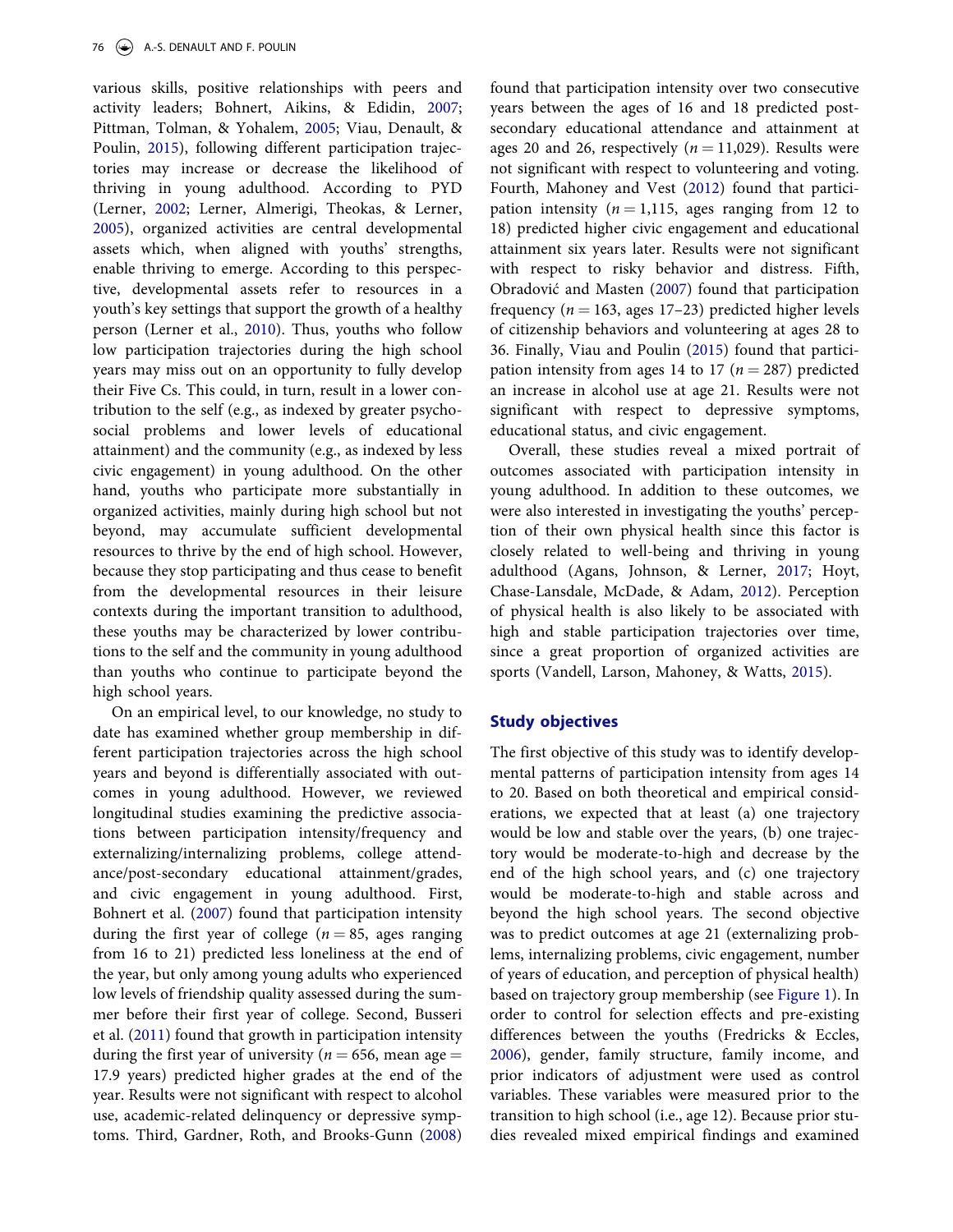various skills, positive relationships with peers and activity leaders; Bohnert, Aikins, & Edidin, 2007; Pittman, Tolman, & Yohalem, 2005; Viau, Denault, & Poulin, 2015), following different participation trajectories may increase or decrease the likelihood of thriving in young adulthood. According to PYD (Lerner, 2002; Lerner, Almerigi, Theokas, & Lerner, 2005), organized activities are central developmental assets which, when aligned with youths' strengths, enable thriving to emerge. According to this perspective, developmental assets refer to resources in a youth's key settings that support the growth of a healthy person (Lerner et al., 2010). Thus, youths who follow low participation trajectories during the high school years may miss out on an opportunity to fully develop their Five Cs. This could, in turn, result in a lower contribution to the self (e.g., as indexed by greater psychosocial problems and lower levels of educational attainment) and the community (e.g., as indexed by less civic engagement) in young adulthood. On the other hand, youths who participate more substantially in organized activities, mainly during high school but not beyond, may accumulate sufficient developmental resources to thrive by the end of high school. However, because they stop participating and thus cease to benefit from the developmental resources in their leisure contexts during the important transition to adulthood, these youths may be characterized by lower contributions to the self and the community in young adulthood than youths who continue to participate beyond the high school years.

On an empirical level, to our knowledge, no study to date has examined whether group membership in different participation trajectories across the high school years and beyond is differentially associated with outcomes in young adulthood. However, we reviewed longitudinal studies examining the predictive associations between participation intensity/frequency and externalizing/internalizing problems, college attendance/post-secondary educational attainment/grades, and civic engagement in young adulthood. First, Bohnert et al. (2007) found that participation intensity during the first year of college ($n = 85$, ages ranging from 16 to 21) predicted less loneliness at the end of the year, but only among young adults who experienced low levels of friendship quality assessed during the summer before their first year of college. Second, Busseri et al. (2011) found that growth in participation intensity during the first year of university ($n = 656$, mean age = 17.9 years) predicted higher grades at the end of the year. Results were not significant with respect to alcohol use, academic-related delinquency or depressive symptoms. Third, Gardner, Roth, and Brooks-Gunn (2008) found that participation intensity over two consecutive years between the ages of 16 and 18 predicted post-secondary educational attendance and attainment at ages 20 and 26, respectively ($n = 11{,}029$). Results were not significant with respect to volunteering and voting. Fourth, Mahoney and Vest (2012) found that participation intensity ($n = 1{,}115$, ages ranging from 12 to 18) predicted higher civic engagement and educational attainment six years later. Results were not significant with respect to risky behavior and distress. Fifth, Obradović and Masten (2007) found that participation frequency ($n = 163$, ages 17–23) predicted higher levels of citizenship behaviors and volunteering at ages 28 to 36. Finally, Viau and Poulin (2015) found that participation intensity from ages 14 to 17 ($n = 287$) predicted an increase in alcohol use at age 21. Results were not significant with respect to depressive symptoms, educational status, and civic engagement.

Overall, these studies reveal a mixed portrait of outcomes associated with participation intensity in young adulthood. In addition to these outcomes, we were also interested in investigating the youths' perception of their own physical health since this factor is closely related to well-being and thriving in young adulthood (Agans, Johnson, & Lerner, 2017; Hoyt, Chase-Lansdale, McDade, & Adam, 2012). Perception of physical health is also likely to be associated with high and stable participation trajectories over time, since a great proportion of organized activities are sports (Vandell, Larson, Mahoney, & Watts, 2015).

## Study objectives

The first objective of this study was to identify developmental patterns of participation intensity from ages 14 to 20. Based on both theoretical and empirical considerations, we expected that at least (a) one trajectory would be low and stable over the years, (b) one trajectory would be moderate-to-high and decrease by the end of the high school years, and (c) one trajectory would be moderate-to-high and stable across and beyond the high school years. The second objective was to predict outcomes at age 21 (externalizing problems, internalizing problems, civic engagement, number of years of education, and perception of physical health) based on trajectory group membership (see Figure 1). In order to control for selection effects and pre-existing differences between the youths (Fredricks & Eccles, 2006), gender, family structure, family income, and prior indicators of adjustment were used as control variables. These variables were measured prior to the transition to high school (i.e., age 12). Because prior studies revealed mixed empirical findings and examined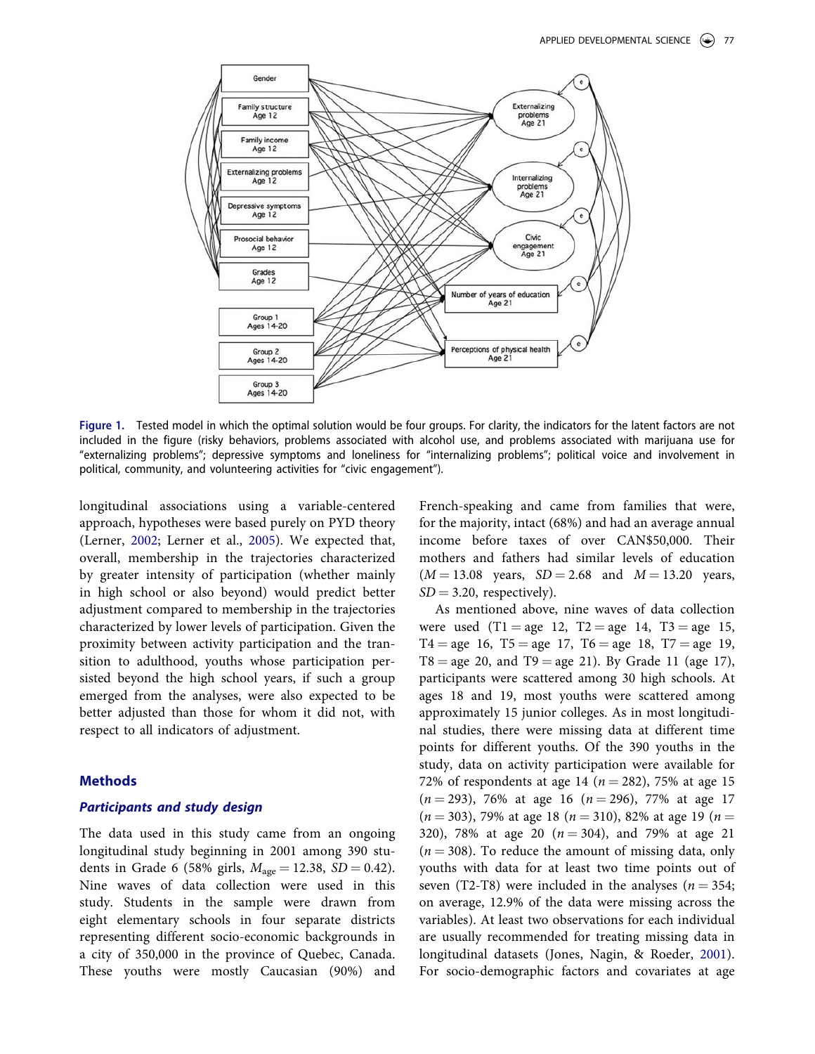Figure 1. Tested model in which the optimal solution would be four groups. For clarity, the indicators for the latent factors are not included in the figure (risky behaviors, problems associated with alcohol use, and problems associated with marijuana use for "externalizing problems"; depressive symptoms and loneliness for "internalizing problems"; political voice and involvement in political, community, and volunteering activities for "civic engagement").

longitudinal associations using a variable-centered approach, hypotheses were based purely on PYD theory (Lerner, 2002; Lerner et al., 2005). We expected that, overall, membership in the trajectories characterized by greater intensity of participation (whether mainly in high school or also beyond) would predict better adjustment compared to membership in the trajectories characterized by lower levels of participation. Given the proximity between activity participation and the transition to adulthood, youths whose participation persisted beyond the high school years, if such a group emerged from the analyses, were also expected to be better adjusted than those for whom it did not, with respect to all indicators of adjustment.

## Methods

### Participants and study design

The data used in this study came from an ongoing longitudinal study beginning in 2001 among 390 students in Grade 6 (58% girls, $M_{age} = 12.38$, $SD = 0.42$). Nine waves of data collection were used in this study. Students in the sample were drawn from eight elementary schools in four separate districts representing different socio-economic backgrounds in a city of 350,000 in the province of Quebec, Canada. These youths were mostly Caucasian (90%) and French-speaking and came from families that were, for the majority, intact (68%) and had an average annual income before taxes of over CAN$50,000. Their mothers and fathers had similar levels of education ($M = 13.08$ years, $SD = 2.68$ and $M = 13.20$ years, $SD = 3.20$, respectively).

As mentioned above, nine waves of data collection were used (T1 = age 12, T2 = age 14, T3 = age 15, T4 = age 16, T5 = age 17, T6 = age 18, T7 = age 19, T8 = age 20, and T9 = age 21). By Grade 11 (age 17), participants were scattered among 30 high schools. At ages 18 and 19, most youths were scattered among approximately 15 junior colleges. As in most longitudinal studies, there were missing data at different time points for different youths. Of the 390 youths in the study, data on activity participation were available for 72% of respondents at age 14 ($n = 282$), 75% at age 15 ($n = 293$), 76% at age 16 ($n = 296$), 77% at age 17 ($n = 303$), 79% at age 18 ($n = 310$), 82% at age 19 ($n = 320$), 78% at age 20 ($n = 304$), and 79% at age 21 ($n = 308$). To reduce the amount of missing data, only youths with data for at least two time points out of seven (T2-T8) were included in the analyses ($n = 354$; on average, 12.9% of the data were missing across the variables). At least two observations for each individual are usually recommended for treating missing data in longitudinal datasets (Jones, Nagin, & Roeder, 2001). For socio-demographic factors and covariates at age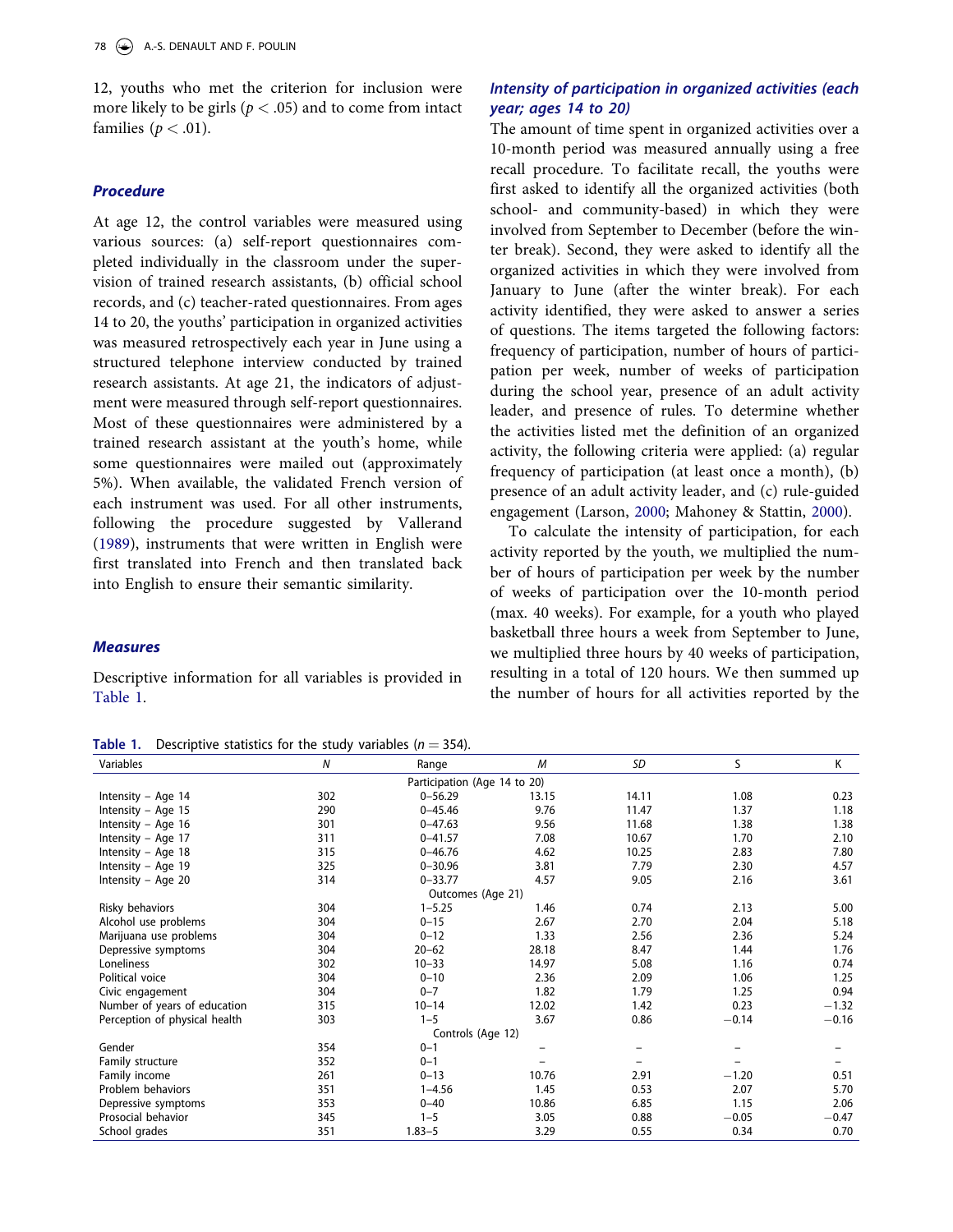12, youths who met the criterion for inclusion were more likely to be girls ($p < .05$) and to come from intact families ($p < .01$).

### *Procedure*

At age 12, the control variables were measured using various sources: (a) self-report questionnaires completed individually in the classroom under the supervision of trained research assistants, (b) official school records, and (c) teacher-rated questionnaires. From ages 14 to 20, the youths' participation in organized activities was measured retrospectively each year in June using a structured telephone interview conducted by trained research assistants. At age 21, the indicators of adjustment were measured through self-report questionnaires. Most of these questionnaires were administered by a trained research assistant at the youth's home, while some questionnaires were mailed out (approximately 5%). When available, the validated French version of each instrument was used. For all other instruments, following the procedure suggested by Vallerand (1989), instruments that were written in English were first translated into French and then translated back into English to ensure their semantic similarity.

### *Measures*

Descriptive information for all variables is provided in Table 1.

#### *Intensity of participation in organized activities (each year; ages 14 to 20)*

The amount of time spent in organized activities over a 10-month period was measured annually using a free recall procedure. To facilitate recall, the youths were first asked to identify all the organized activities (both school- and community-based) in which they were involved from September to December (before the winter break). Second, they were asked to identify all the organized activities in which they were involved from January to June (after the winter break). For each activity identified, they were asked to answer a series of questions. The items targeted the following factors: frequency of participation, number of hours of participation per week, number of weeks of participation during the school year, presence of an adult activity leader, and presence of rules. To determine whether the activities listed met the definition of an organized activity, the following criteria were applied: (a) regular frequency of participation (at least once a month), (b) presence of an adult activity leader, and (c) rule-guided engagement (Larson, 2000; Mahoney & Stattin, 2000).

To calculate the intensity of participation, for each activity reported by the youth, we multiplied the number of hours of participation per week by the number of weeks of participation over the 10-month period (max. 40 weeks). For example, for a youth who played basketball three hours a week from September to June, we multiplied three hours by 40 weeks of participation, resulting in a total of 120 hours. We then summed up the number of hours for all activities reported by the

**Table 1.** Descriptive statistics for the study variables ($n = 354$).

| Variables | *N* | Range | *M* | *SD* | S | K |
|---|---|---|---|---|---|---|
| | | Participation (Age 14 to 20) | | | | |
| Intensity – Age 14 | 302 | 0–56.29 | 13.15 | 14.11 | 1.08 | 0.23 |
| Intensity – Age 15 | 290 | 0–45.46 | 9.76 | 11.47 | 1.37 | 1.18 |
| Intensity – Age 16 | 301 | 0–47.63 | 9.56 | 11.68 | 1.38 | 1.38 |
| Intensity – Age 17 | 311 | 0–41.57 | 7.08 | 10.67 | 1.70 | 2.10 |
| Intensity – Age 18 | 315 | 0–46.76 | 4.62 | 10.25 | 2.83 | 7.80 |
| Intensity – Age 19 | 325 | 0–30.96 | 3.81 | 7.79 | 2.30 | 4.57 |
| Intensity – Age 20 | 314 | 0–33.77 | 4.57 | 9.05 | 2.16 | 3.61 |
| | | Outcomes (Age 21) | | | | |
| Risky behaviors | 304 | 1–5.25 | 1.46 | 0.74 | 2.13 | 5.00 |
| Alcohol use problems | 304 | 0–15 | 2.67 | 2.70 | 2.04 | 5.18 |
| Marijuana use problems | 304 | 0–12 | 1.33 | 2.56 | 2.36 | 5.24 |
| Depressive symptoms | 304 | 20–62 | 28.18 | 8.47 | 1.44 | 1.76 |
| Loneliness | 302 | 10–33 | 14.97 | 5.08 | 1.16 | 0.74 |
| Political voice | 304 | 0–10 | 2.36 | 2.09 | 1.06 | 1.25 |
| Civic engagement | 304 | 0–7 | 1.82 | 1.79 | 1.25 | 0.94 |
| Number of years of education | 315 | 10–14 | 12.02 | 1.42 | 0.23 | −1.32 |
| Perception of physical health | 303 | 1–5 | 3.67 | 0.86 | −0.14 | −0.16 |
| | | Controls (Age 12) | | | | |
| Gender | 354 | 0–1 | – | – | – | – |
| Family structure | 352 | 0–1 | – | – | – | – |
| Family income | 261 | 0–13 | 10.76 | 2.91 | −1.20 | 0.51 |
| Problem behaviors | 351 | 1–4.56 | 1.45 | 0.53 | 2.07 | 5.70 |
| Depressive symptoms | 353 | 0–40 | 10.86 | 6.85 | 1.15 | 2.06 |
| Prosocial behavior | 345 | 1–5 | 3.05 | 0.88 | −0.05 | −0.47 |
| School grades | 351 | 1.83–5 | 3.29 | 0.55 | 0.34 | 0.70 |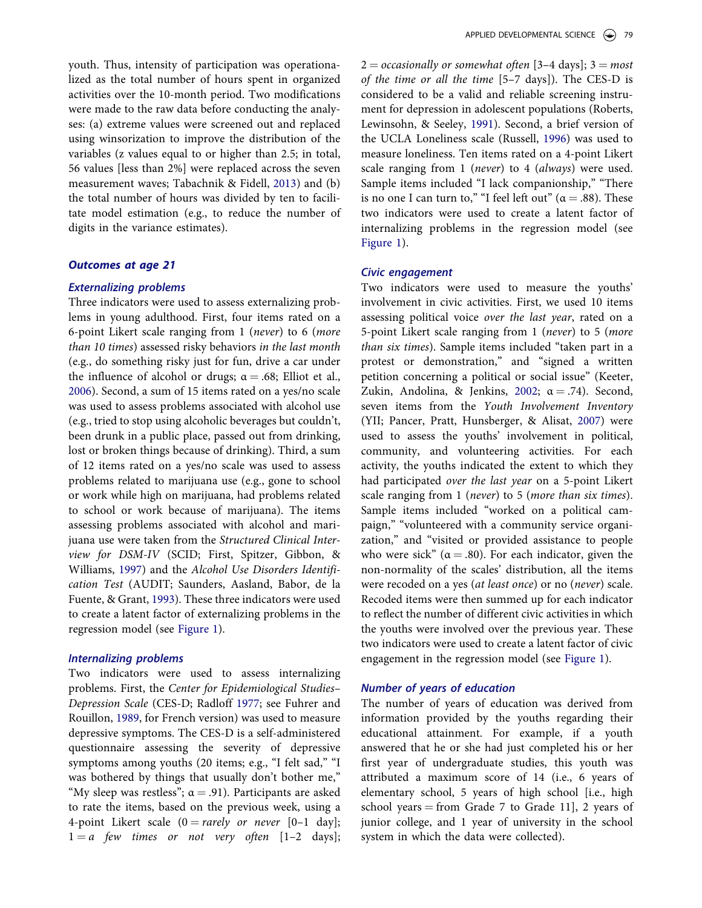youth. Thus, intensity of participation was operationalized as the total number of hours spent in organized activities over the 10-month period. Two modifications were made to the raw data before conducting the analyses: (a) extreme values were screened out and replaced using winsorization to improve the distribution of the variables (z values equal to or higher than 2.5; in total, 56 values [less than 2%] were replaced across the seven measurement waves; Tabachnik & Fidell, 2013) and (b) the total number of hours was divided by ten to facilitate model estimation (e.g., to reduce the number of digits in the variance estimates).

### Outcomes at age 21

#### Externalizing problems

Three indicators were used to assess externalizing problems in young adulthood. First, four items rated on a 6-point Likert scale ranging from 1 (*never*) to 6 (*more than 10 times*) assessed risky behaviors *in the last month* (e.g., do something risky just for fun, drive a car under the influence of alcohol or drugs; α = .68; Elliot et al., 2006). Second, a sum of 15 items rated on a yes/no scale was used to assess problems associated with alcohol use (e.g., tried to stop using alcoholic beverages but couldn't, been drunk in a public place, passed out from drinking, lost or broken things because of drinking). Third, a sum of 12 items rated on a yes/no scale was used to assess problems related to marijuana use (e.g., gone to school or work while high on marijuana, had problems related to school or work because of marijuana). The items assessing problems associated with alcohol and marijuana use were taken from the *Structured Clinical Interview for DSM-IV* (SCID; First, Spitzer, Gibbon, & Williams, 1997) and the *Alcohol Use Disorders Identification Test* (AUDIT; Saunders, Aasland, Babor, de la Fuente, & Grant, 1993). These three indicators were used to create a latent factor of externalizing problems in the regression model (see Figure 1).

#### Internalizing problems

Two indicators were used to assess internalizing problems. First, the *Center for Epidemiological Studies–Depression Scale* (CES-D; Radloff 1977; see Fuhrer and Rouillon, 1989, for French version) was used to measure depressive symptoms. The CES-D is a self-administered questionnaire assessing the severity of depressive symptoms among youths (20 items; e.g., "I felt sad," "I was bothered by things that usually don't bother me," "My sleep was restless"; α = .91). Participants are asked to rate the items, based on the previous week, using a 4-point Likert scale (0 = *rarely or never* [0–1 day]; 1 = *a few times or not very often* [1–2 days]; 2 = *occasionally or somewhat often* [3–4 days]; 3 = *most of the time or all the time* [5–7 days]). The CES-D is considered to be a valid and reliable screening instrument for depression in adolescent populations (Roberts, Lewinsohn, & Seeley, 1991). Second, a brief version of the UCLA Loneliness scale (Russell, 1996) was used to measure loneliness. Ten items rated on a 4-point Likert scale ranging from 1 (*never*) to 4 (*always*) were used. Sample items included "I lack companionship," "There is no one I can turn to," "I feel left out" (α = .88). These two indicators were used to create a latent factor of internalizing problems in the regression model (see Figure 1).

#### Civic engagement

Two indicators were used to measure the youths' involvement in civic activities. First, we used 10 items assessing political voice *over the last year*, rated on a 5-point Likert scale ranging from 1 (*never*) to 5 (*more than six times*). Sample items included "taken part in a protest or demonstration," and "signed a written petition concerning a political or social issue" (Keeter, Zukin, Andolina, & Jenkins, 2002; α = .74). Second, seven items from the *Youth Involvement Inventory* (YII; Pancer, Pratt, Hunsberger, & Alisat, 2007) were used to assess the youths' involvement in political, community, and volunteering activities. For each activity, the youths indicated the extent to which they had participated *over the last year* on a 5-point Likert scale ranging from 1 (*never*) to 5 (*more than six times*). Sample items included "worked on a political campaign," "volunteered with a community service organization," and "visited or provided assistance to people who were sick" (α = .80). For each indicator, given the non-normality of the scales' distribution, all the items were recoded on a yes (*at least once*) or no (*never*) scale. Recoded items were then summed up for each indicator to reflect the number of different civic activities in which the youths were involved over the previous year. These two indicators were used to create a latent factor of civic engagement in the regression model (see Figure 1).

#### Number of years of education

The number of years of education was derived from information provided by the youths regarding their educational attainment. For example, if a youth answered that he or she had just completed his or her first year of undergraduate studies, this youth was attributed a maximum score of 14 (i.e., 6 years of elementary school, 5 years of high school [i.e., high school years = from Grade 7 to Grade 11], 2 years of junior college, and 1 year of university in the school system in which the data were collected).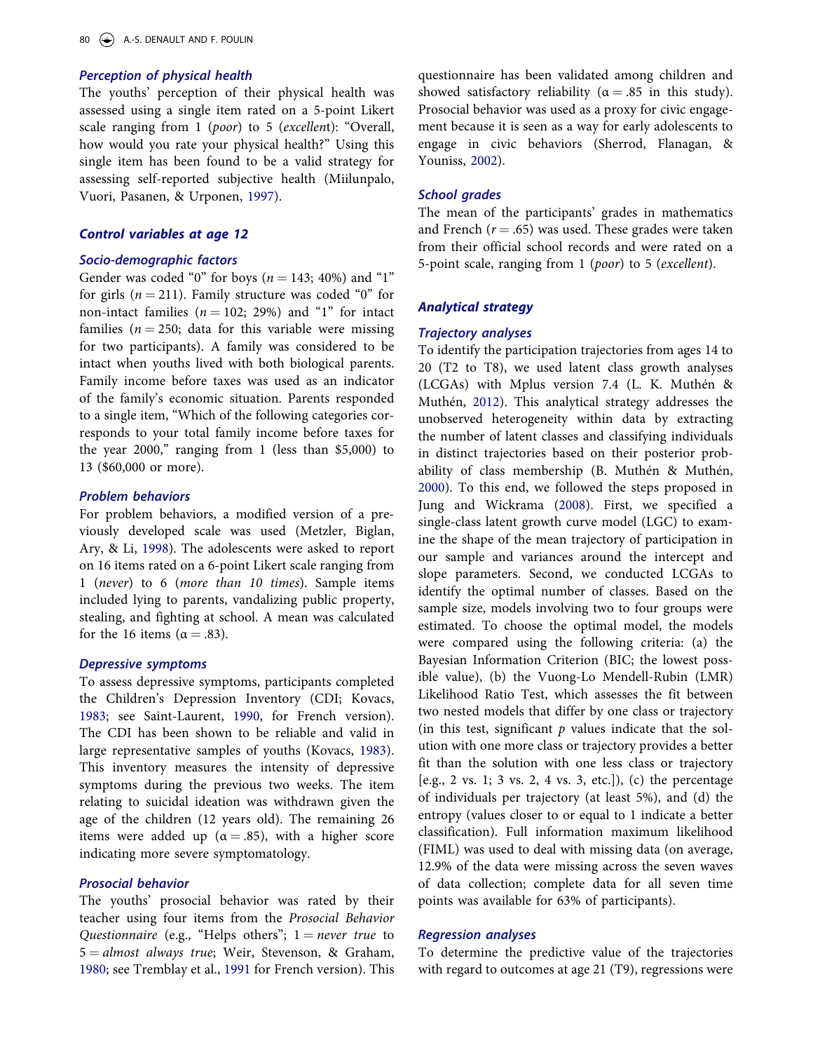### Perception of physical health

The youths' perception of their physical health was assessed using a single item rated on a 5-point Likert scale ranging from 1 (*poor*) to 5 (*excellent*): "Overall, how would you rate your physical health?" Using this single item has been found to be a valid strategy for assessing self-reported subjective health (Miilunpalo, Vuori, Pasanen, & Urponen, 1997).

### Control variables at age 12

#### Socio-demographic factors

Gender was coded "0" for boys ($n = 143$; 40%) and "1" for girls ($n = 211$). Family structure was coded "0" for non-intact families ($n = 102$; 29%) and "1" for intact families ($n = 250$; data for this variable were missing for two participants). A family was considered to be intact when youths lived with both biological parents. Family income before taxes was used as an indicator of the family's economic situation. Parents responded to a single item, "Which of the following categories corresponds to your total family income before taxes for the year 2000," ranging from 1 (less than $5,000) to 13 ($60,000 or more).

#### Problem behaviors

For problem behaviors, a modified version of a previously developed scale was used (Metzler, Biglan, Ary, & Li, 1998). The adolescents were asked to report on 16 items rated on a 6-point Likert scale ranging from 1 (*never*) to 6 (*more than 10 times*). Sample items included lying to parents, vandalizing public property, stealing, and fighting at school. A mean was calculated for the 16 items ($\alpha = .83$).

#### Depressive symptoms

To assess depressive symptoms, participants completed the Children's Depression Inventory (CDI; Kovacs, 1983; see Saint-Laurent, 1990, for French version). The CDI has been shown to be reliable and valid in large representative samples of youths (Kovacs, 1983). This inventory measures the intensity of depressive symptoms during the previous two weeks. The item relating to suicidal ideation was withdrawn given the age of the children (12 years old). The remaining 26 items were added up ($\alpha = .85$), with a higher score indicating more severe symptomatology.

#### Prosocial behavior

The youths' prosocial behavior was rated by their teacher using four items from the *Prosocial Behavior Questionnaire* (e.g., "Helps others"; 1 = *never true* to 5 = *almost always true*; Weir, Stevenson, & Graham, 1980; see Tremblay et al., 1991 for French version). This questionnaire has been validated among children and showed satisfactory reliability ($\alpha = .85$ in this study). Prosocial behavior was used as a proxy for civic engagement because it is seen as a way for early adolescents to engage in civic behaviors (Sherrod, Flanagan, & Youniss, 2002).

#### School grades

The mean of the participants' grades in mathematics and French ($r = .65$) was used. These grades were taken from their official school records and were rated on a 5-point scale, ranging from 1 (*poor*) to 5 (*excellent*).

### Analytical strategy

#### Trajectory analyses

To identify the participation trajectories from ages 14 to 20 (T2 to T8), we used latent class growth analyses (LCGAs) with Mplus version 7.4 (L. K. Muthén & Muthén, 2012). This analytical strategy addresses the unobserved heterogeneity within data by extracting the number of latent classes and classifying individuals in distinct trajectories based on their posterior probability of class membership (B. Muthén & Muthén, 2000). To this end, we followed the steps proposed in Jung and Wickrama (2008). First, we specified a single-class latent growth curve model (LGC) to examine the shape of the mean trajectory of participation in our sample and variances around the intercept and slope parameters. Second, we conducted LCGAs to identify the optimal number of classes. Based on the sample size, models involving two to four groups were estimated. To choose the optimal model, the models were compared using the following criteria: (a) the Bayesian Information Criterion (BIC; the lowest possible value), (b) the Vuong-Lo Mendell-Rubin (LMR) Likelihood Ratio Test, which assesses the fit between two nested models that differ by one class or trajectory (in this test, significant $p$ values indicate that the solution with one more class or trajectory provides a better fit than the solution with one less class or trajectory [e.g., 2 vs. 1; 3 vs. 2, 4 vs. 3, etc.]), (c) the percentage of individuals per trajectory (at least 5%), and (d) the entropy (values closer to or equal to 1 indicate a better classification). Full information maximum likelihood (FIML) was used to deal with missing data (on average, 12.9% of the data were missing across the seven waves of data collection; complete data for all seven time points was available for 63% of participants).

#### Regression analyses

To determine the predictive value of the trajectories with regard to outcomes at age 21 (T9), regressions were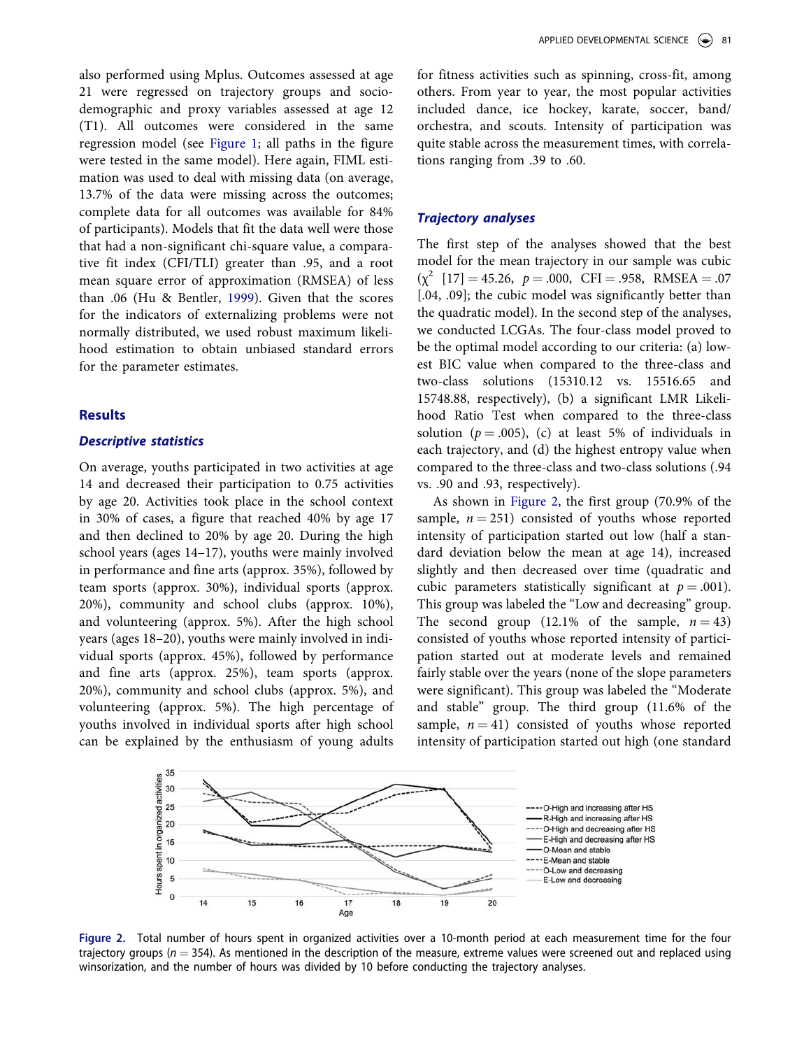also performed using Mplus. Outcomes assessed at age 21 were regressed on trajectory groups and socio-demographic and proxy variables assessed at age 12 (T1). All outcomes were considered in the same regression model (see Figure 1; all paths in the figure were tested in the same model). Here again, FIML estimation was used to deal with missing data (on average, 13.7% of the data were missing across the outcomes; complete data for all outcomes was available for 84% of participants). Models that fit the data well were those that had a non-significant chi-square value, a comparative fit index (CFI/TLI) greater than .95, and a root mean square error of approximation (RMSEA) of less than .06 (Hu & Bentler, 1999). Given that the scores for the indicators of externalizing problems were not normally distributed, we used robust maximum likelihood estimation to obtain unbiased standard errors for the parameter estimates.

## Results

### *Descriptive statistics*

On average, youths participated in two activities at age 14 and decreased their participation to 0.75 activities by age 20. Activities took place in the school context in 30% of cases, a figure that reached 40% by age 17 and then declined to 20% by age 20. During the high school years (ages 14–17), youths were mainly involved in performance and fine arts (approx. 35%), followed by team sports (approx. 30%), individual sports (approx. 20%), community and school clubs (approx. 10%), and volunteering (approx. 5%). After the high school years (ages 18–20), youths were mainly involved in individual sports (approx. 45%), followed by performance and fine arts (approx. 25%), team sports (approx. 20%), community and school clubs (approx. 5%), and volunteering (approx. 5%). The high percentage of youths involved in individual sports after high school can be explained by the enthusiasm of young adults for fitness activities such as spinning, cross-fit, among others. From year to year, the most popular activities included dance, ice hockey, karate, soccer, band/orchestra, and scouts. Intensity of participation was quite stable across the measurement times, with correlations ranging from .39 to .60.

### *Trajectory analyses*

The first step of the analyses showed that the best model for the mean trajectory in our sample was cubic ($\chi^2$ [17] = 45.26, $p$ = .000, CFI = .958, RMSEA = .07 [.04, .09]; the cubic model was significantly better than the quadratic model). In the second step of the analyses, we conducted LCGAs. The four-class model proved to be the optimal model according to our criteria: (a) lowest BIC value when compared to the three-class and two-class solutions (15310.12 vs. 15516.65 and 15748.88, respectively), (b) a significant LMR Likelihood Ratio Test when compared to the three-class solution ($p$ = .005), (c) at least 5% of individuals in each trajectory, and (d) the highest entropy value when compared to the three-class and two-class solutions (.94 vs. .90 and .93, respectively).

As shown in Figure 2, the first group (70.9% of the sample, $n$ = 251) consisted of youths whose reported intensity of participation started out low (half a standard deviation below the mean at age 14), increased slightly and then decreased over time (quadratic and cubic parameters statistically significant at $p$ = .001). This group was labeled the "Low and decreasing" group. The second group (12.1% of the sample, $n$ = 43) consisted of youths whose reported intensity of participation started out at moderate levels and remained fairly stable over the years (none of the slope parameters were significant). This group was labeled the "Moderate and stable" group. The third group (11.6% of the sample, $n$ = 41) consisted of youths whose reported intensity of participation started out high (one standard

**Figure 2.** Total number of hours spent in organized activities over a 10-month period at each measurement time for the four trajectory groups ($n$ = 354). As mentioned in the description of the measure, extreme values were screened out and replaced using winsorization, and the number of hours was divided by 10 before conducting the trajectory analyses.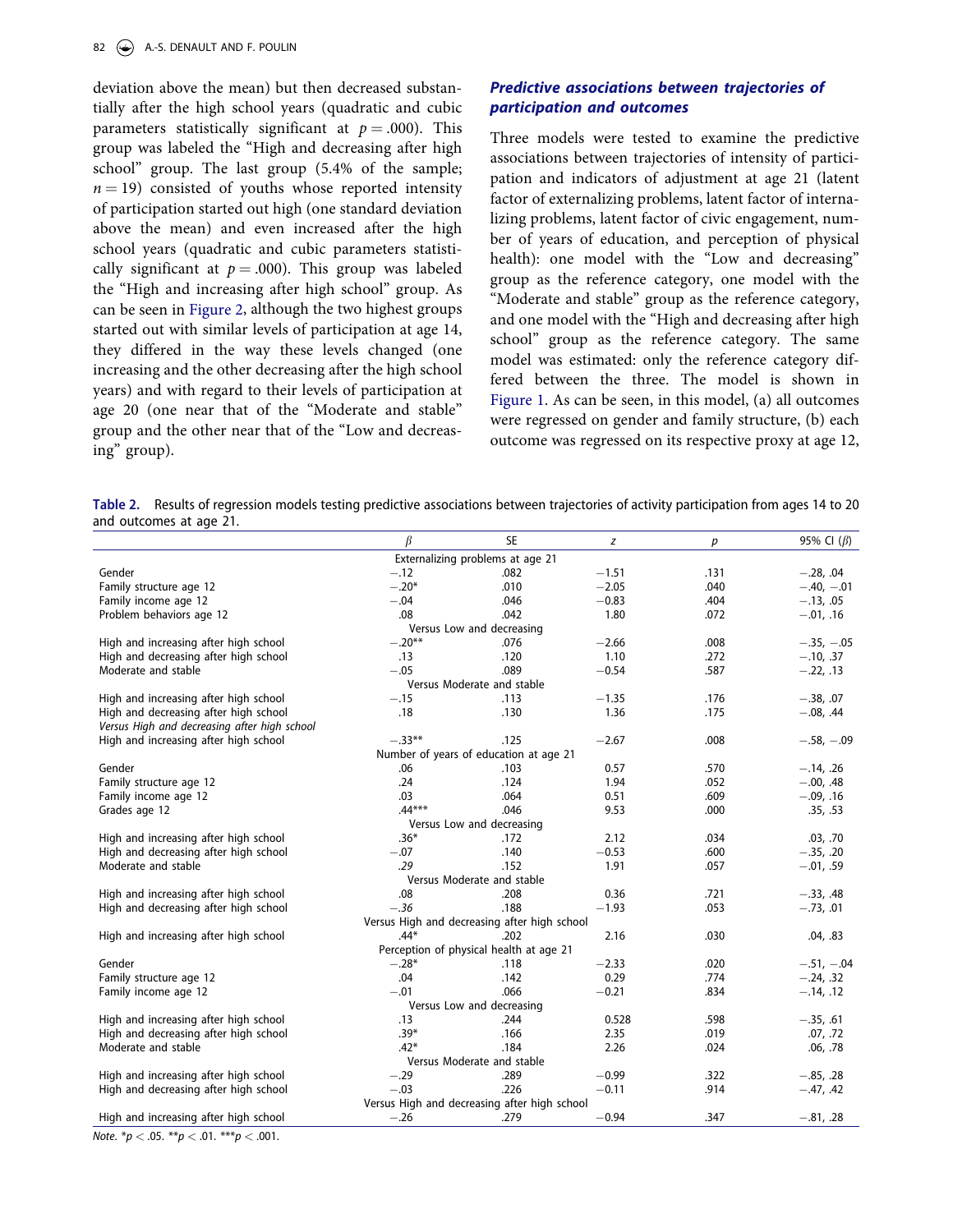deviation above the mean) but then decreased substantially after the high school years (quadratic and cubic parameters statistically significant at $p = .000$). This group was labeled the "High and decreasing after high school" group. The last group (5.4% of the sample; $n = 19$) consisted of youths whose reported intensity of participation started out high (one standard deviation above the mean) and even increased after the high school years (quadratic and cubic parameters statistically significant at $p = .000$). This group was labeled the "High and increasing after high school" group. As can be seen in Figure 2, although the two highest groups started out with similar levels of participation at age 14, they differed in the way these levels changed (one increasing and the other decreasing after the high school years) and with regard to their levels of participation at age 20 (one near that of the "Moderate and stable" group and the other near that of the "Low and decreasing" group).

### *Predictive associations between trajectories of participation and outcomes*

Three models were tested to examine the predictive associations between trajectories of intensity of participation and indicators of adjustment at age 21 (latent factor of externalizing problems, latent factor of internalizing problems, latent factor of civic engagement, number of years of education, and perception of physical health): one model with the "Low and decreasing" group as the reference category, one model with the "Moderate and stable" group as the reference category, and one model with the "High and decreasing after high school" group as the reference category. The same model was estimated: only the reference category differed between the three. The model is shown in Figure 1. As can be seen, in this model, (a) all outcomes were regressed on gender and family structure, (b) each outcome was regressed on its respective proxy at age 12,

**Table 2.** Results of regression models testing predictive associations between trajectories of activity participation from ages 14 to 20 and outcomes at age 21.

| | $\beta$ | SE | $z$ | $p$ | 95% CI ($\beta$) |
|---|---|---|---|---|---|
| | Externalizing problems at age 21 | | | | |
| Gender | −.12 | .082 | −1.51 | .131 | −.28, .04 |
| Family structure age 12 | −.20* | .010 | −2.05 | .040 | −.40, −.01 |
| Family income age 12 | −.04 | .046 | −0.83 | .404 | −.13, .05 |
| Problem behaviors age 12 | .08 | .042 | 1.80 | .072 | −.01, .16 |
| | Versus Low and decreasing | | | | |
| High and increasing after high school | −.20** | .076 | −2.66 | .008 | −.35, −.05 |
| High and decreasing after high school | .13 | .120 | 1.10 | .272 | −.10, .37 |
| Moderate and stable | −.05 | .089 | −0.54 | .587 | −.22, .13 |
| | Versus Moderate and stable | | | | |
| High and increasing after high school | −.15 | .113 | −1.35 | .176 | −.38, .07 |
| High and decreasing after high school | .18 | .130 | 1.36 | .175 | −.08, .44 |
| *Versus High and decreasing after high school* | | | | | |
| High and increasing after high school | −.33** | .125 | −2.67 | .008 | −.58, −.09 |
| | Number of years of education at age 21 | | | | |
| Gender | .06 | .103 | 0.57 | .570 | −.14, .26 |
| Family structure age 12 | .24 | .124 | 1.94 | .052 | −.00, .48 |
| Family income age 12 | .03 | .064 | 0.51 | .609 | −.09, .16 |
| Grades age 12 | .44*** | .046 | 9.53 | .000 | .35, .53 |
| | Versus Low and decreasing | | | | |
| High and increasing after high school | .36* | .172 | 2.12 | .034 | .03, .70 |
| High and decreasing after high school | −.07 | .140 | −0.53 | .600 | −.35, .20 |
| Moderate and stable | *.29* | .152 | 1.91 | .057 | −.01, .59 |
| | Versus Moderate and stable | | | | |
| High and increasing after high school | .08 | .208 | 0.36 | .721 | −.33, .48 |
| High and decreasing after high school | *−.36* | .188 | −1.93 | .053 | −.73, .01 |
| | Versus High and decreasing after high school | | | | |
| High and increasing after high school | .44* | .202 | 2.16 | .030 | .04, .83 |
| | Perception of physical health at age 21 | | | | |
| Gender | −.28* | .118 | −2.33 | .020 | −.51, −.04 |
| Family structure age 12 | .04 | .142 | 0.29 | .774 | −.24, .32 |
| Family income age 12 | −.01 | .066 | −0.21 | .834 | −.14, .12 |
| | Versus Low and decreasing | | | | |
| High and increasing after high school | .13 | .244 | 0.528 | .598 | −.35, .61 |
| High and decreasing after high school | .39* | .166 | 2.35 | .019 | .07, .72 |
| Moderate and stable | .42* | .184 | 2.26 | .024 | .06, .78 |
| | Versus Moderate and stable | | | | |
| High and increasing after high school | −.29 | .289 | −0.99 | .322 | −.85, .28 |
| High and decreasing after high school | −.03 | .226 | −0.11 | .914 | −.47, .42 |
| | Versus High and decreasing after high school | | | | |
| High and increasing after high school | −.26 | .279 | −0.94 | .347 | −.81, .28 |

*Note.* *$p < .05$. **$p < .01$. ***$p < .001$.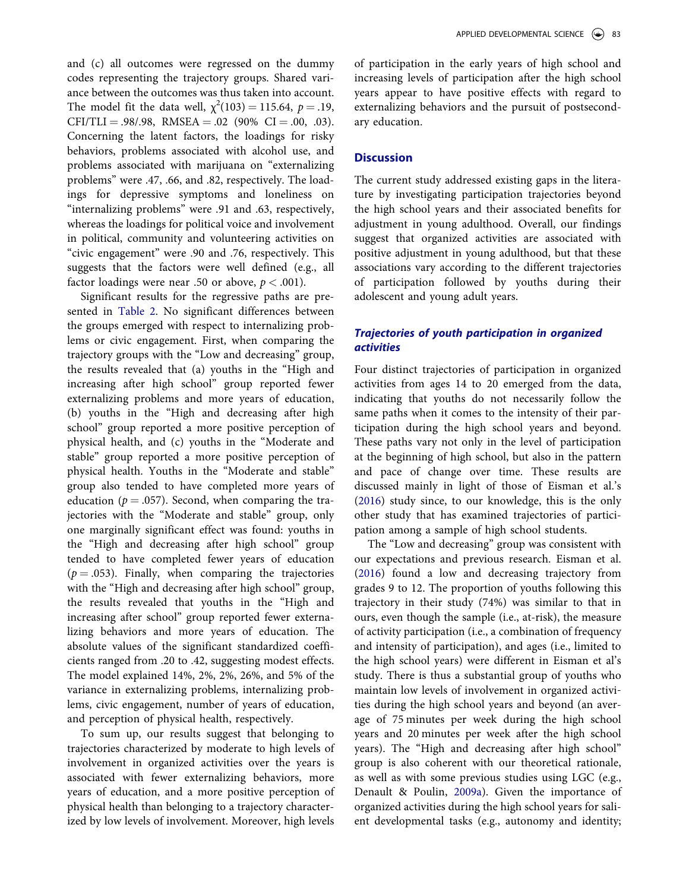and (c) all outcomes were regressed on the dummy codes representing the trajectory groups. Shared variance between the outcomes was thus taken into account. The model fit the data well, $\chi^2(103) = 115.64$, $p = .19$, CFI/TLI = .98/.98, RMSEA = .02 (90% CI = .00, .03). Concerning the latent factors, the loadings for risky behaviors, problems associated with alcohol use, and problems associated with marijuana on "externalizing problems" were .47, .66, and .82, respectively. The loadings for depressive symptoms and loneliness on "internalizing problems" were .91 and .63, respectively, whereas the loadings for political voice and involvement in political, community and volunteering activities on "civic engagement" were .90 and .76, respectively. This suggests that the factors were well defined (e.g., all factor loadings were near .50 or above, $p < .001$).

Significant results for the regressive paths are presented in Table 2. No significant differences between the groups emerged with respect to internalizing problems or civic engagement. First, when comparing the trajectory groups with the "Low and decreasing" group, the results revealed that (a) youths in the "High and increasing after high school" group reported fewer externalizing problems and more years of education, (b) youths in the "High and decreasing after high school" group reported a more positive perception of physical health, and (c) youths in the "Moderate and stable" group reported a more positive perception of physical health. Youths in the "Moderate and stable" group also tended to have completed more years of education ($p = .057$). Second, when comparing the trajectories with the "Moderate and stable" group, only one marginally significant effect was found: youths in the "High and decreasing after high school" group tended to have completed fewer years of education ($p = .053$). Finally, when comparing the trajectories with the "High and decreasing after high school" group, the results revealed that youths in the "High and increasing after school" group reported fewer externalizing behaviors and more years of education. The absolute values of the significant standardized coefficients ranged from .20 to .42, suggesting modest effects. The model explained 14%, 2%, 2%, 26%, and 5% of the variance in externalizing problems, internalizing problems, civic engagement, number of years of education, and perception of physical health, respectively.

To sum up, our results suggest that belonging to trajectories characterized by moderate to high levels of involvement in organized activities over the years is associated with fewer externalizing behaviors, more years of education, and a more positive perception of physical health than belonging to a trajectory characterized by low levels of involvement. Moreover, high levels of participation in the early years of high school and increasing levels of participation after the high school years appear to have positive effects with regard to externalizing behaviors and the pursuit of postsecondary education.

## Discussion

The current study addressed existing gaps in the literature by investigating participation trajectories beyond the high school years and their associated benefits for adjustment in young adulthood. Overall, our findings suggest that organized activities are associated with positive adjustment in young adulthood, but that these associations vary according to the different trajectories of participation followed by youths during their adolescent and young adult years.

### *Trajectories of youth participation in organized activities*

Four distinct trajectories of participation in organized activities from ages 14 to 20 emerged from the data, indicating that youths do not necessarily follow the same paths when it comes to the intensity of their participation during the high school years and beyond. These paths vary not only in the level of participation at the beginning of high school, but also in the pattern and pace of change over time. These results are discussed mainly in light of those of Eisman et al.'s (2016) study since, to our knowledge, this is the only other study that has examined trajectories of participation among a sample of high school students.

The "Low and decreasing" group was consistent with our expectations and previous research. Eisman et al. (2016) found a low and decreasing trajectory from grades 9 to 12. The proportion of youths following this trajectory in their study (74%) was similar to that in ours, even though the sample (i.e., at-risk), the measure of activity participation (i.e., a combination of frequency and intensity of participation), and ages (i.e., limited to the high school years) were different in Eisman et al's study. There is thus a substantial group of youths who maintain low levels of involvement in organized activities during the high school years and beyond (an average of 75 minutes per week during the high school years and 20 minutes per week after the high school years). The "High and decreasing after high school" group is also coherent with our theoretical rationale, as well as with some previous studies using LGC (e.g., Denault & Poulin, 2009a). Given the importance of organized activities during the high school years for salient developmental tasks (e.g., autonomy and identity;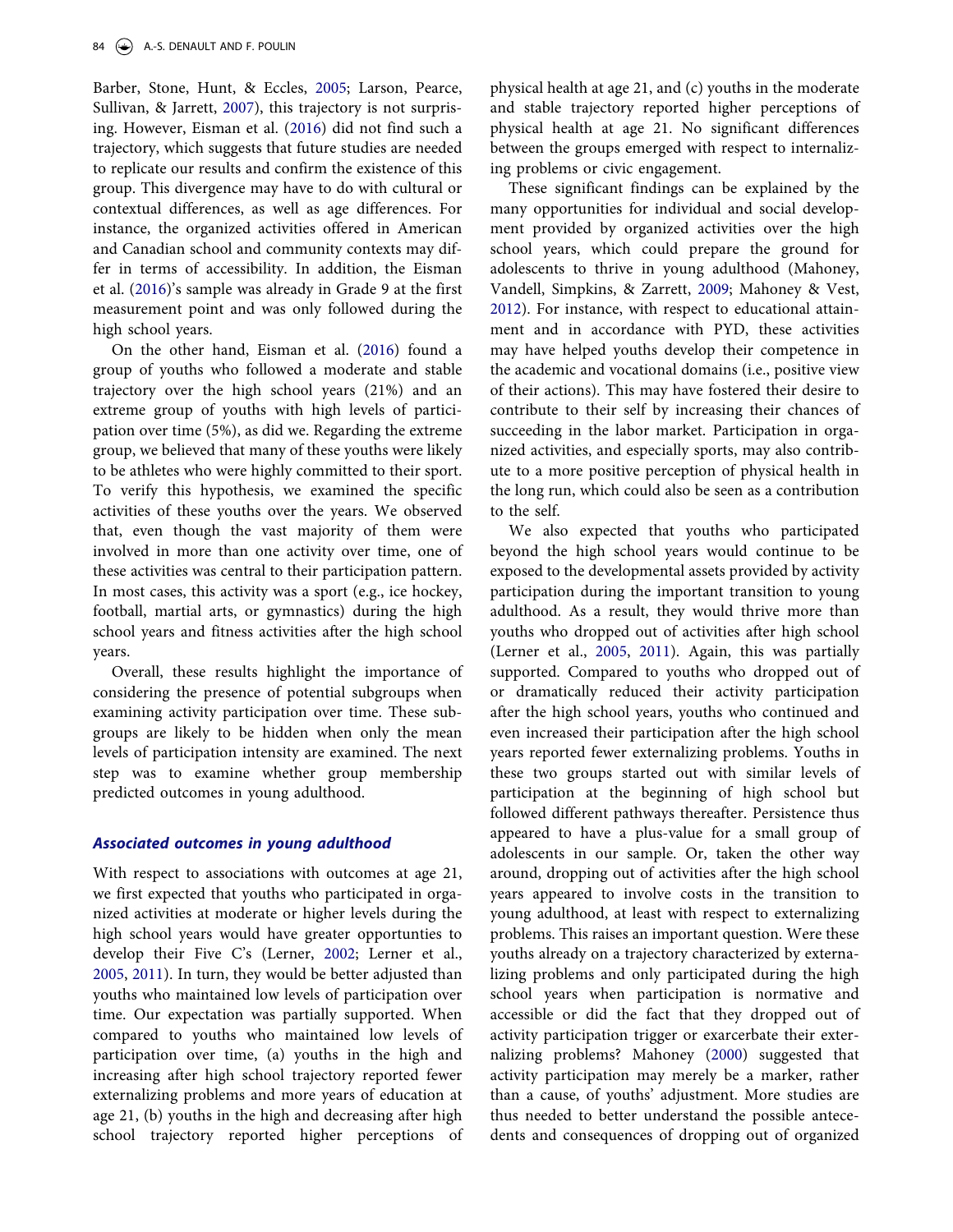Barber, Stone, Hunt, & Eccles, 2005; Larson, Pearce, Sullivan, & Jarrett, 2007), this trajectory is not surprising. However, Eisman et al. (2016) did not find such a trajectory, which suggests that future studies are needed to replicate our results and confirm the existence of this group. This divergence may have to do with cultural or contextual differences, as well as age differences. For instance, the organized activities offered in American and Canadian school and community contexts may differ in terms of accessibility. In addition, the Eisman et al. (2016)'s sample was already in Grade 9 at the first measurement point and was only followed during the high school years.

On the other hand, Eisman et al. (2016) found a group of youths who followed a moderate and stable trajectory over the high school years (21%) and an extreme group of youths with high levels of participation over time (5%), as did we. Regarding the extreme group, we believed that many of these youths were likely to be athletes who were highly committed to their sport. To verify this hypothesis, we examined the specific activities of these youths over the years. We observed that, even though the vast majority of them were involved in more than one activity over time, one of these activities was central to their participation pattern. In most cases, this activity was a sport (e.g., ice hockey, football, martial arts, or gymnastics) during the high school years and fitness activities after the high school years.

Overall, these results highlight the importance of considering the presence of potential subgroups when examining activity participation over time. These subgroups are likely to be hidden when only the mean levels of participation intensity are examined. The next step was to examine whether group membership predicted outcomes in young adulthood.

### *Associated outcomes in young adulthood*

With respect to associations with outcomes at age 21, we first expected that youths who participated in organized activities at moderate or higher levels during the high school years would have greater opportunities to develop their Five C's (Lerner, 2002; Lerner et al., 2005, 2011). In turn, they would be better adjusted than youths who maintained low levels of participation over time. Our expectation was partially supported. When compared to youths who maintained low levels of participation over time, (a) youths in the high and increasing after high school trajectory reported fewer externalizing problems and more years of education at age 21, (b) youths in the high and decreasing after high school trajectory reported higher perceptions of physical health at age 21, and (c) youths in the moderate and stable trajectory reported higher perceptions of physical health at age 21. No significant differences between the groups emerged with respect to internalizing problems or civic engagement.

These significant findings can be explained by the many opportunities for individual and social development provided by organized activities over the high school years, which could prepare the ground for adolescents to thrive in young adulthood (Mahoney, Vandell, Simpkins, & Zarrett, 2009; Mahoney & Vest, 2012). For instance, with respect to educational attainment and in accordance with PYD, these activities may have helped youths develop their competence in the academic and vocational domains (i.e., positive view of their actions). This may have fostered their desire to contribute to their self by increasing their chances of succeeding in the labor market. Participation in organized activities, and especially sports, may also contribute to a more positive perception of physical health in the long run, which could also be seen as a contribution to the self.

We also expected that youths who participated beyond the high school years would continue to be exposed to the developmental assets provided by activity participation during the important transition to young adulthood. As a result, they would thrive more than youths who dropped out of activities after high school (Lerner et al., 2005, 2011). Again, this was partially supported. Compared to youths who dropped out of or dramatically reduced their activity participation after the high school years, youths who continued and even increased their participation after the high school years reported fewer externalizing problems. Youths in these two groups started out with similar levels of participation at the beginning of high school but followed different pathways thereafter. Persistence thus appeared to have a plus-value for a small group of adolescents in our sample. Or, taken the other way around, dropping out of activities after the high school years appeared to involve costs in the transition to young adulthood, at least with respect to externalizing problems. This raises an important question. Were these youths already on a trajectory characterized by externalizing problems and only participated during the high school years when participation is normative and accessible or did the fact that they dropped out of activity participation trigger or exarcerbate their externalizing problems? Mahoney (2000) suggested that activity participation may merely be a marker, rather than a cause, of youths' adjustment. More studies are thus needed to better understand the possible antecedents and consequences of dropping out of organized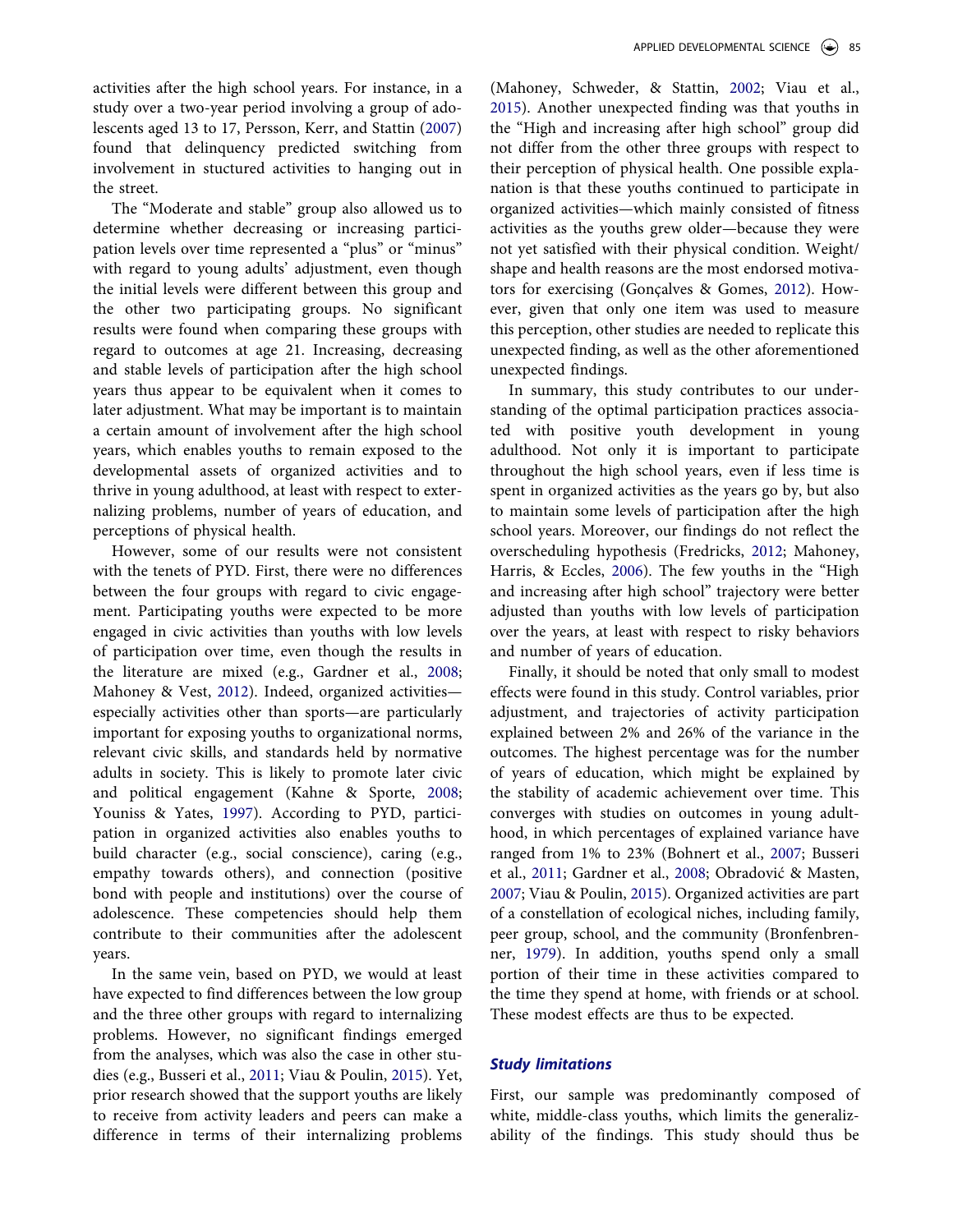activities after the high school years. For instance, in a study over a two-year period involving a group of adolescents aged 13 to 17, Persson, Kerr, and Stattin (2007) found that delinquency predicted switching from involvement in stuctured activities to hanging out in the street.

The "Moderate and stable" group also allowed us to determine whether decreasing or increasing participation levels over time represented a "plus" or "minus" with regard to young adults' adjustment, even though the initial levels were different between this group and the other two participating groups. No significant results were found when comparing these groups with regard to outcomes at age 21. Increasing, decreasing and stable levels of participation after the high school years thus appear to be equivalent when it comes to later adjustment. What may be important is to maintain a certain amount of involvement after the high school years, which enables youths to remain exposed to the developmental assets of organized activities and to thrive in young adulthood, at least with respect to externalizing problems, number of years of education, and perceptions of physical health.

However, some of our results were not consistent with the tenets of PYD. First, there were no differences between the four groups with regard to civic engagement. Participating youths were expected to be more engaged in civic activities than youths with low levels of participation over time, even though the results in the literature are mixed (e.g., Gardner et al., 2008; Mahoney & Vest, 2012). Indeed, organized activities—especially activities other than sports—are particularly important for exposing youths to organizational norms, relevant civic skills, and standards held by normative adults in society. This is likely to promote later civic and political engagement (Kahne & Sporte, 2008; Youniss & Yates, 1997). According to PYD, participation in organized activities also enables youths to build character (e.g., social conscience), caring (e.g., empathy towards others), and connection (positive bond with people and institutions) over the course of adolescence. These competencies should help them contribute to their communities after the adolescent years.

In the same vein, based on PYD, we would at least have expected to find differences between the low group and the three other groups with regard to internalizing problems. However, no significant findings emerged from the analyses, which was also the case in other studies (e.g., Busseri et al., 2011; Viau & Poulin, 2015). Yet, prior research showed that the support youths are likely to receive from activity leaders and peers can make a difference in terms of their internalizing problems (Mahoney, Schweder, & Stattin, 2002; Viau et al., 2015). Another unexpected finding was that youths in the "High and increasing after high school" group did not differ from the other three groups with respect to their perception of physical health. One possible explanation is that these youths continued to participate in organized activities—which mainly consisted of fitness activities as the youths grew older—because they were not yet satisfied with their physical condition. Weight/shape and health reasons are the most endorsed motivators for exercising (Gonçalves & Gomes, 2012). However, given that only one item was used to measure this perception, other studies are needed to replicate this unexpected finding, as well as the other aforementioned unexpected findings.

In summary, this study contributes to our understanding of the optimal participation practices associated with positive youth development in young adulthood. Not only it is important to participate throughout the high school years, even if less time is spent in organized activities as the years go by, but also to maintain some levels of participation after the high school years. Moreover, our findings do not reflect the overscheduling hypothesis (Fredricks, 2012; Mahoney, Harris, & Eccles, 2006). The few youths in the "High and increasing after high school" trajectory were better adjusted than youths with low levels of participation over the years, at least with respect to risky behaviors and number of years of education.

Finally, it should be noted that only small to modest effects were found in this study. Control variables, prior adjustment, and trajectories of activity participation explained between 2% and 26% of the variance in the outcomes. The highest percentage was for the number of years of education, which might be explained by the stability of academic achievement over time. This converges with studies on outcomes in young adulthood, in which percentages of explained variance have ranged from 1% to 23% (Bohnert et al., 2007; Busseri et al., 2011; Gardner et al., 2008; Obradović & Masten, 2007; Viau & Poulin, 2015). Organized activities are part of a constellation of ecological niches, including family, peer group, school, and the community (Bronfenbrenner, 1979). In addition, youths spend only a small portion of their time in these activities compared to the time they spend at home, with friends or at school. These modest effects are thus to be expected.

### *Study limitations*

First, our sample was predominantly composed of white, middle-class youths, which limits the generalizability of the findings. This study should thus be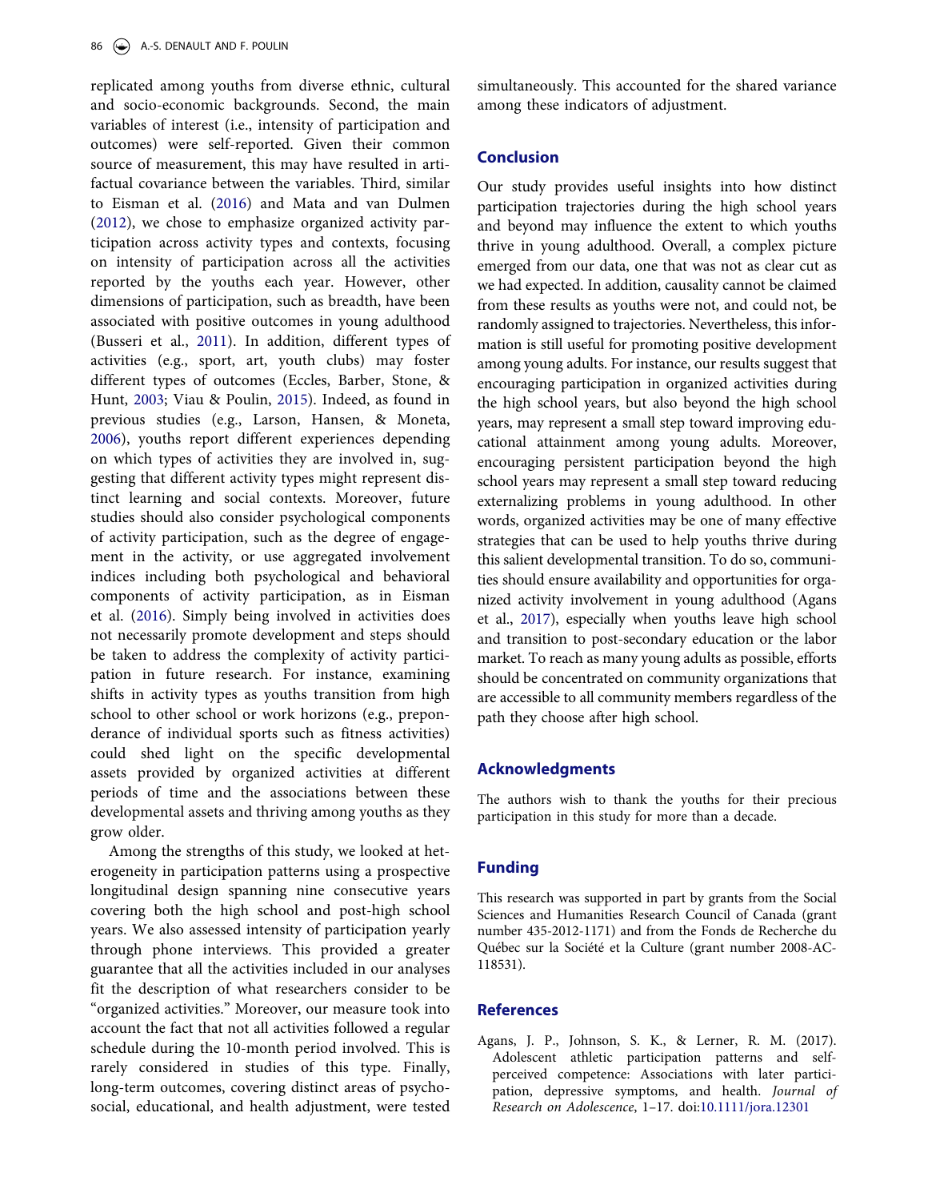replicated among youths from diverse ethnic, cultural and socio-economic backgrounds. Second, the main variables of interest (i.e., intensity of participation and outcomes) were self-reported. Given their common source of measurement, this may have resulted in artifactual covariance between the variables. Third, similar to Eisman et al. (2016) and Mata and van Dulmen (2012), we chose to emphasize organized activity participation across activity types and contexts, focusing on intensity of participation across all the activities reported by the youths each year. However, other dimensions of participation, such as breadth, have been associated with positive outcomes in young adulthood (Busseri et al., 2011). In addition, different types of activities (e.g., sport, art, youth clubs) may foster different types of outcomes (Eccles, Barber, Stone, & Hunt, 2003; Viau & Poulin, 2015). Indeed, as found in previous studies (e.g., Larson, Hansen, & Moneta, 2006), youths report different experiences depending on which types of activities they are involved in, suggesting that different activity types might represent distinct learning and social contexts. Moreover, future studies should also consider psychological components of activity participation, such as the degree of engagement in the activity, or use aggregated involvement indices including both psychological and behavioral components of activity participation, as in Eisman et al. (2016). Simply being involved in activities does not necessarily promote development and steps should be taken to address the complexity of activity participation in future research. For instance, examining shifts in activity types as youths transition from high school to other school or work horizons (e.g., preponderance of individual sports such as fitness activities) could shed light on the specific developmental assets provided by organized activities at different periods of time and the associations between these developmental assets and thriving among youths as they grow older.

Among the strengths of this study, we looked at heterogeneity in participation patterns using a prospective longitudinal design spanning nine consecutive years covering both the high school and post-high school years. We also assessed intensity of participation yearly through phone interviews. This provided a greater guarantee that all the activities included in our analyses fit the description of what researchers consider to be "organized activities." Moreover, our measure took into account the fact that not all activities followed a regular schedule during the 10-month period involved. This is rarely considered in studies of this type. Finally, long-term outcomes, covering distinct areas of psychosocial, educational, and health adjustment, were tested simultaneously. This accounted for the shared variance among these indicators of adjustment.

## Conclusion

Our study provides useful insights into how distinct participation trajectories during the high school years and beyond may influence the extent to which youths thrive in young adulthood. Overall, a complex picture emerged from our data, one that was not as clear cut as we had expected. In addition, causality cannot be claimed from these results as youths were not, and could not, be randomly assigned to trajectories. Nevertheless, this information is still useful for promoting positive development among young adults. For instance, our results suggest that encouraging participation in organized activities during the high school years, but also beyond the high school years, may represent a small step toward improving educational attainment among young adults. Moreover, encouraging persistent participation beyond the high school years may represent a small step toward reducing externalizing problems in young adulthood. In other words, organized activities may be one of many effective strategies that can be used to help youths thrive during this salient developmental transition. To do so, communities should ensure availability and opportunities for organized activity involvement in young adulthood (Agans et al., 2017), especially when youths leave high school and transition to post-secondary education or the labor market. To reach as many young adults as possible, efforts should be concentrated on community organizations that are accessible to all community members regardless of the path they choose after high school.

## Acknowledgments

The authors wish to thank the youths for their precious participation in this study for more than a decade.

## Funding

This research was supported in part by grants from the Social Sciences and Humanities Research Council of Canada (grant number 435-2012-1171) and from the Fonds de Recherche du Québec sur la Société et la Culture (grant number 2008-AC-118531).

## References

Agans, J. P., Johnson, S. K., & Lerner, R. M. (2017). Adolescent athletic participation patterns and self-perceived competence: Associations with later participation, depressive symptoms, and health. *Journal of Research on Adolescence*, 1–17. doi:10.1111/jora.12301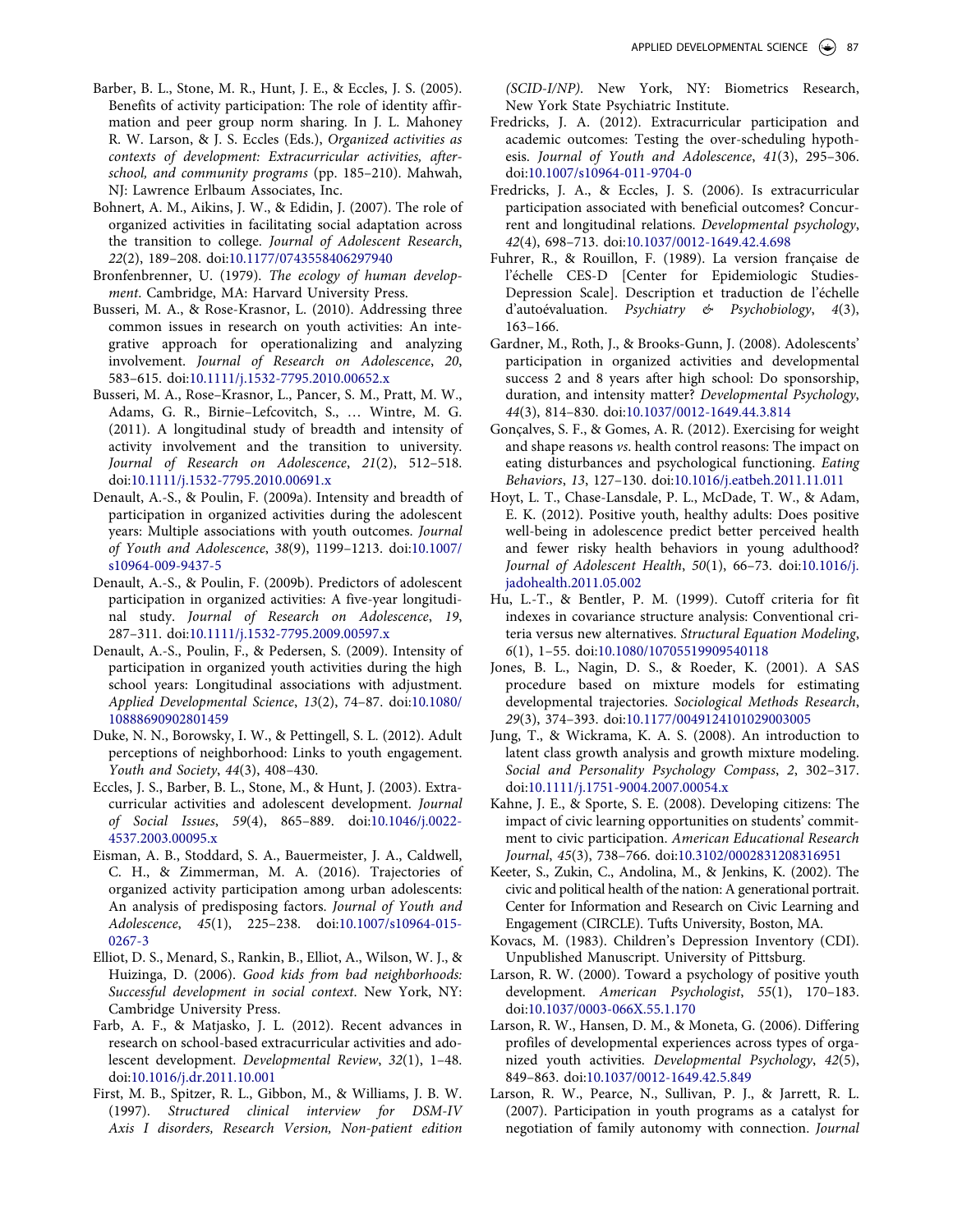Barber, B. L., Stone, M. R., Hunt, J. E., & Eccles, J. S. (2005). Benefits of activity participation: The role of identity affirmation and peer group norm sharing. In J. L. Mahoney R. W. Larson, & J. S. Eccles (Eds.), *Organized activities as contexts of development: Extracurricular activities, after-school, and community programs* (pp. 185–210). Mahwah, NJ: Lawrence Erlbaum Associates, Inc.

Bohnert, A. M., Aikins, J. W., & Edidin, J. (2007). The role of organized activities in facilitating social adaptation across the transition to college. *Journal of Adolescent Research*, *22*(2), 189–208. doi:10.1177/0743558406297940

Bronfenbrenner, U. (1979). *The ecology of human development*. Cambridge, MA: Harvard University Press.

Busseri, M. A., & Rose-Krasnor, L. (2010). Addressing three common issues in research on youth activities: An integrative approach for operationalizing and analyzing involvement. *Journal of Research on Adolescence*, *20*, 583–615. doi:10.1111/j.1532-7795.2010.00652.x

Busseri, M. A., Rose–Krasnor, L., Pancer, S. M., Pratt, M. W., Adams, G. R., Birnie–Lefcovitch, S., … Wintre, M. G. (2011). A longitudinal study of breadth and intensity of activity involvement and the transition to university. *Journal of Research on Adolescence*, *21*(2), 512–518. doi:10.1111/j.1532-7795.2010.00691.x

Denault, A.-S., & Poulin, F. (2009a). Intensity and breadth of participation in organized activities during the adolescent years: Multiple associations with youth outcomes. *Journal of Youth and Adolescence*, *38*(9), 1199–1213. doi:10.1007/s10964-009-9437-5

Denault, A.-S., & Poulin, F. (2009b). Predictors of adolescent participation in organized activities: A five-year longitudinal study. *Journal of Research on Adolescence*, *19*, 287–311. doi:10.1111/j.1532-7795.2009.00597.x

Denault, A.-S., Poulin, F., & Pedersen, S. (2009). Intensity of participation in organized youth activities during the high school years: Longitudinal associations with adjustment. *Applied Developmental Science*, *13*(2), 74–87. doi:10.1080/10888690902801459

Duke, N. N., Borowsky, I. W., & Pettingell, S. L. (2012). Adult perceptions of neighborhood: Links to youth engagement. *Youth and Society*, *44*(3), 408–430.

Eccles, J. S., Barber, B. L., Stone, M., & Hunt, J. (2003). Extracurricular activities and adolescent development. *Journal of Social Issues*, *59*(4), 865–889. doi:10.1046/j.0022-4537.2003.00095.x

Eisman, A. B., Stoddard, S. A., Bauermeister, J. A., Caldwell, C. H., & Zimmerman, M. A. (2016). Trajectories of organized activity participation among urban adolescents: An analysis of predisposing factors. *Journal of Youth and Adolescence*, *45*(1), 225–238. doi:10.1007/s10964-015-0267-3

Elliot, D. S., Menard, S., Rankin, B., Elliot, A., Wilson, W. J., & Huizinga, D. (2006). *Good kids from bad neighborhoods: Successful development in social context*. New York, NY: Cambridge University Press.

Farb, A. F., & Matjasko, J. L. (2012). Recent advances in research on school-based extracurricular activities and adolescent development. *Developmental Review*, *32*(1), 1–48. doi:10.1016/j.dr.2011.10.001

First, M. B., Spitzer, R. L., Gibbon, M., & Williams, J. B. W. (1997). *Structured clinical interview for DSM-IV Axis I disorders, Research Version, Non-patient edition (SCID-I/NP)*. New York, NY: Biometrics Research, New York State Psychiatric Institute.

Fredricks, J. A. (2012). Extracurricular participation and academic outcomes: Testing the over-scheduling hypothesis. *Journal of Youth and Adolescence*, *41*(3), 295–306. doi:10.1007/s10964-011-9704-0

Fredricks, J. A., & Eccles, J. S. (2006). Is extracurricular participation associated with beneficial outcomes? Concurrent and longitudinal relations. *Developmental psychology*, *42*(4), 698–713. doi:10.1037/0012-1649.42.4.698

Fuhrer, R., & Rouillon, F. (1989). La version française de l'échelle CES-D [Center for Epidemiologic Studies-Depression Scale]. Description et traduction de l'échelle d'autoévaluation. *Psychiatry & Psychobiology*, *4*(3), 163–166.

Gardner, M., Roth, J., & Brooks-Gunn, J. (2008). Adolescents' participation in organized activities and developmental success 2 and 8 years after high school: Do sponsorship, duration, and intensity matter? *Developmental Psychology*, *44*(3), 814–830. doi:10.1037/0012-1649.44.3.814

Gonçalves, S. F., & Gomes, A. R. (2012). Exercising for weight and shape reasons *vs*. health control reasons: The impact on eating disturbances and psychological functioning. *Eating Behaviors*, *13*, 127–130. doi:10.1016/j.eatbeh.2011.11.011

Hoyt, L. T., Chase-Lansdale, P. L., McDade, T. W., & Adam, E. K. (2012). Positive youth, healthy adults: Does positive well-being in adolescence predict better perceived health and fewer risky health behaviors in young adulthood? *Journal of Adolescent Health*, *50*(1), 66–73. doi:10.1016/j.jadohealth.2011.05.002

Hu, L.-T., & Bentler, P. M. (1999). Cutoff criteria for fit indexes in covariance structure analysis: Conventional criteria versus new alternatives. *Structural Equation Modeling*, *6*(1), 1–55. doi:10.1080/10705519909540118

Jones, B. L., Nagin, D. S., & Roeder, K. (2001). A SAS procedure based on mixture models for estimating developmental trajectories. *Sociological Methods Research*, *29*(3), 374–393. doi:10.1177/0049124101029003005

Jung, T., & Wickrama, K. A. S. (2008). An introduction to latent class growth analysis and growth mixture modeling. *Social and Personality Psychology Compass*, *2*, 302–317. doi:10.1111/j.1751-9004.2007.00054.x

Kahne, J. E., & Sporte, S. E. (2008). Developing citizens: The impact of civic learning opportunities on students' commitment to civic participation. *American Educational Research Journal*, *45*(3), 738–766. doi:10.3102/0002831208316951

Keeter, S., Zukin, C., Andolina, M., & Jenkins, K. (2002). The civic and political health of the nation: A generational portrait. Center for Information and Research on Civic Learning and Engagement (CIRCLE). Tufts University, Boston, MA.

Kovacs, M. (1983). Children's Depression Inventory (CDI). Unpublished Manuscript. University of Pittsburg.

Larson, R. W. (2000). Toward a psychology of positive youth development. *American Psychologist*, *55*(1), 170–183. doi:10.1037/0003-066X.55.1.170

Larson, R. W., Hansen, D. M., & Moneta, G. (2006). Differing profiles of developmental experiences across types of organized youth activities. *Developmental Psychology*, *42*(5), 849–863. doi:10.1037/0012-1649.42.5.849

Larson, R. W., Pearce, N., Sullivan, P. J., & Jarrett, R. L. (2007). Participation in youth programs as a catalyst for negotiation of family autonomy with connection. *Journal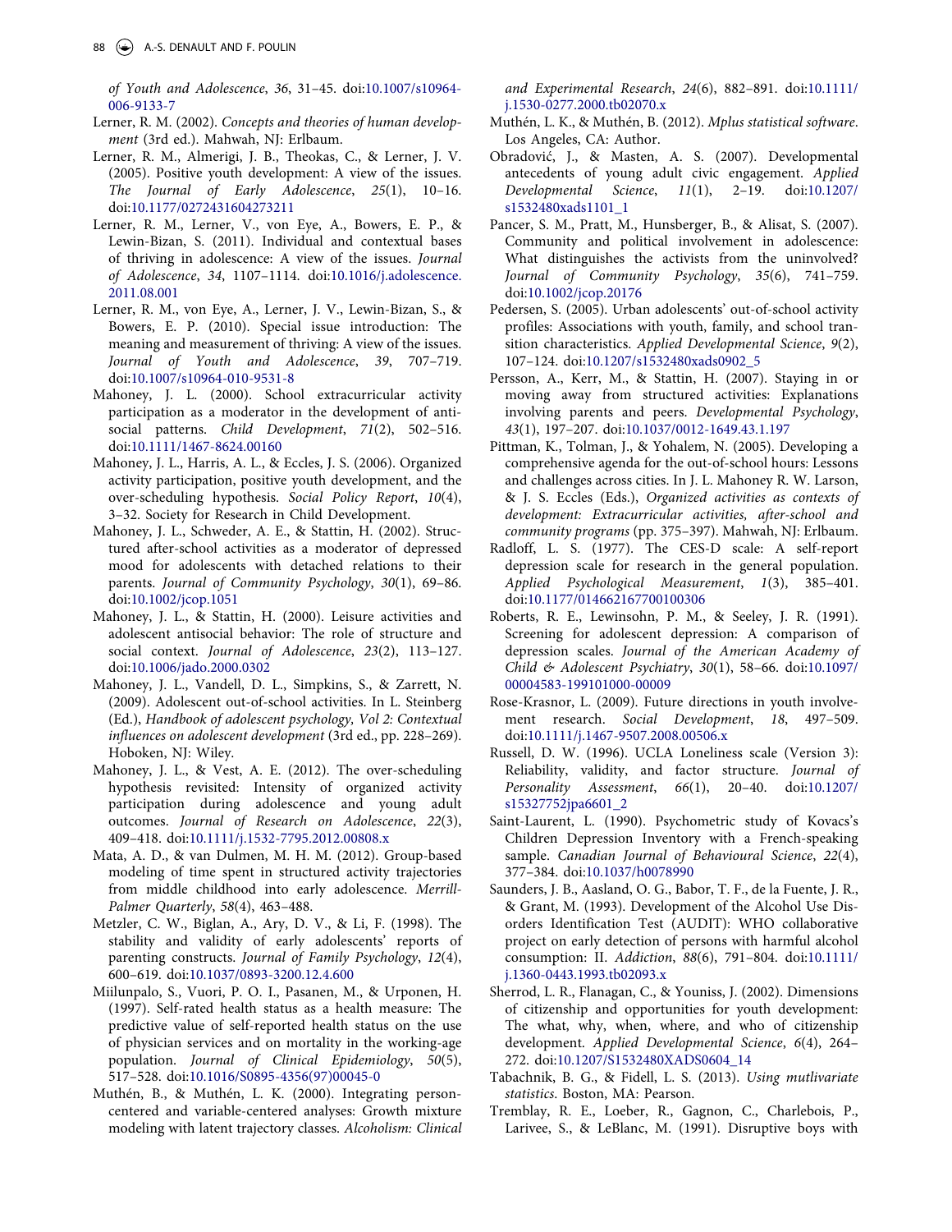*of Youth and Adolescence*, *36*, 31–45. doi:10.1007/s10964-006-9133-7

Lerner, R. M. (2002). *Concepts and theories of human development* (3rd ed.). Mahwah, NJ: Erlbaum.

Lerner, R. M., Almerigi, J. B., Theokas, C., & Lerner, J. V. (2005). Positive youth development: A view of the issues. *The Journal of Early Adolescence*, *25*(1), 10–16. doi:10.1177/0272431604273211

Lerner, R. M., Lerner, V., von Eye, A., Bowers, E. P., & Lewin-Bizan, S. (2011). Individual and contextual bases of thriving in adolescence: A view of the issues. *Journal of Adolescence*, *34*, 1107–1114. doi:10.1016/j.adolescence.2011.08.001

Lerner, R. M., von Eye, A., Lerner, J. V., Lewin-Bizan, S., & Bowers, E. P. (2010). Special issue introduction: The meaning and measurement of thriving: A view of the issues. *Journal of Youth and Adolescence*, *39*, 707–719. doi:10.1007/s10964-010-9531-8

Mahoney, J. L. (2000). School extracurricular activity participation as a moderator in the development of antisocial patterns. *Child Development*, *71*(2), 502–516. doi:10.1111/1467-8624.00160

Mahoney, J. L., Harris, A. L., & Eccles, J. S. (2006). Organized activity participation, positive youth development, and the over-scheduling hypothesis. *Social Policy Report*, *10*(4), 3–32. Society for Research in Child Development.

Mahoney, J. L., Schweder, A. E., & Stattin, H. (2002). Structured after-school activities as a moderator of depressed mood for adolescents with detached relations to their parents. *Journal of Community Psychology*, *30*(1), 69–86. doi:10.1002/jcop.1051

Mahoney, J. L., & Stattin, H. (2000). Leisure activities and adolescent antisocial behavior: The role of structure and social context. *Journal of Adolescence*, *23*(2), 113–127. doi:10.1006/jado.2000.0302

Mahoney, J. L., Vandell, D. L., Simpkins, S., & Zarrett, N. (2009). Adolescent out-of-school activities. In L. Steinberg (Ed.), *Handbook of adolescent psychology, Vol 2: Contextual influences on adolescent development* (3rd ed., pp. 228–269). Hoboken, NJ: Wiley.

Mahoney, J. L., & Vest, A. E. (2012). The over-scheduling hypothesis revisited: Intensity of organized activity participation during adolescence and young adult outcomes. *Journal of Research on Adolescence*, *22*(3), 409–418. doi:10.1111/j.1532-7795.2012.00808.x

Mata, A. D., & van Dulmen, M. H. M. (2012). Group-based modeling of time spent in structured activity trajectories from middle childhood into early adolescence. *Merrill-Palmer Quarterly*, *58*(4), 463–488.

Metzler, C. W., Biglan, A., Ary, D. V., & Li, F. (1998). The stability and validity of early adolescents' reports of parenting constructs. *Journal of Family Psychology*, *12*(4), 600–619. doi:10.1037/0893-3200.12.4.600

Miilunpalo, S., Vuori, P. O. I., Pasanen, M., & Urponen, H. (1997). Self-rated health status as a health measure: The predictive value of self-reported health status on the use of physician services and on mortality in the working-age population. *Journal of Clinical Epidemiology*, *50*(5), 517–528. doi:10.1016/S0895-4356(97)00045-0

Muthén, B., & Muthén, L. K. (2000). Integrating person-centered and variable-centered analyses: Growth mixture modeling with latent trajectory classes. *Alcoholism: Clinical and Experimental Research*, *24*(6), 882–891. doi:10.1111/j.1530-0277.2000.tb02070.x

Muthén, L. K., & Muthén, B. (2012). *Mplus statistical software*. Los Angeles, CA: Author.

Obradović, J., & Masten, A. S. (2007). Developmental antecedents of young adult civic engagement. *Applied Developmental Science*, *11*(1), 2–19. doi:10.1207/s1532480xads1101_1

Pancer, S. M., Pratt, M., Hunsberger, B., & Alisat, S. (2007). Community and political involvement in adolescence: What distinguishes the activists from the uninvolved? *Journal of Community Psychology*, *35*(6), 741–759. doi:10.1002/jcop.20176

Pedersen, S. (2005). Urban adolescents' out-of-school activity profiles: Associations with youth, family, and school transition characteristics. *Applied Developmental Science*, *9*(2), 107–124. doi:10.1207/s1532480xads0902_5

Persson, A., Kerr, M., & Stattin, H. (2007). Staying in or moving away from structured activities: Explanations involving parents and peers. *Developmental Psychology*, *43*(1), 197–207. doi:10.1037/0012-1649.43.1.197

Pittman, K., Tolman, J., & Yohalem, N. (2005). Developing a comprehensive agenda for the out-of-school hours: Lessons and challenges across cities. In J. L. Mahoney R. W. Larson, & J. S. Eccles (Eds.), *Organized activities as contexts of development: Extracurricular activities, after-school and community programs* (pp. 375–397). Mahwah, NJ: Erlbaum.

Radloff, L. S. (1977). The CES-D scale: A self-report depression scale for research in the general population. *Applied Psychological Measurement*, *1*(3), 385–401. doi:10.1177/014662167700100306

Roberts, R. E., Lewinsohn, P. M., & Seeley, J. R. (1991). Screening for adolescent depression: A comparison of depression scales. *Journal of the American Academy of Child & Adolescent Psychiatry*, *30*(1), 58–66. doi:10.1097/00004583-199101000-00009

Rose-Krasnor, L. (2009). Future directions in youth involvement research. *Social Development*, *18*, 497–509. doi:10.1111/j.1467-9507.2008.00506.x

Russell, D. W. (1996). UCLA Loneliness scale (Version 3): Reliability, validity, and factor structure. *Journal of Personality Assessment*, *66*(1), 20–40. doi:10.1207/s15327752jpa6601_2

Saint-Laurent, L. (1990). Psychometric study of Kovacs's Children Depression Inventory with a French-speaking sample. *Canadian Journal of Behavioural Science*, *22*(4), 377–384. doi:10.1037/h0078990

Saunders, J. B., Aasland, O. G., Babor, T. F., de la Fuente, J. R., & Grant, M. (1993). Development of the Alcohol Use Disorders Identification Test (AUDIT): WHO collaborative project on early detection of persons with harmful alcohol consumption: II. *Addiction*, *88*(6), 791–804. doi:10.1111/j.1360-0443.1993.tb02093.x

Sherrod, L. R., Flanagan, C., & Youniss, J. (2002). Dimensions of citizenship and opportunities for youth development: The what, why, when, where, and who of citizenship development. *Applied Developmental Science*, *6*(4), 264–272. doi:10.1207/S1532480XADS0604_14

Tabachnik, B. G., & Fidell, L. S. (2013). *Using mutlivariate statistics*. Boston, MA: Pearson.

Tremblay, R. E., Loeber, R., Gagnon, C., Charlebois, P., Larivee, S., & LeBlanc, M. (1991). Disruptive boys with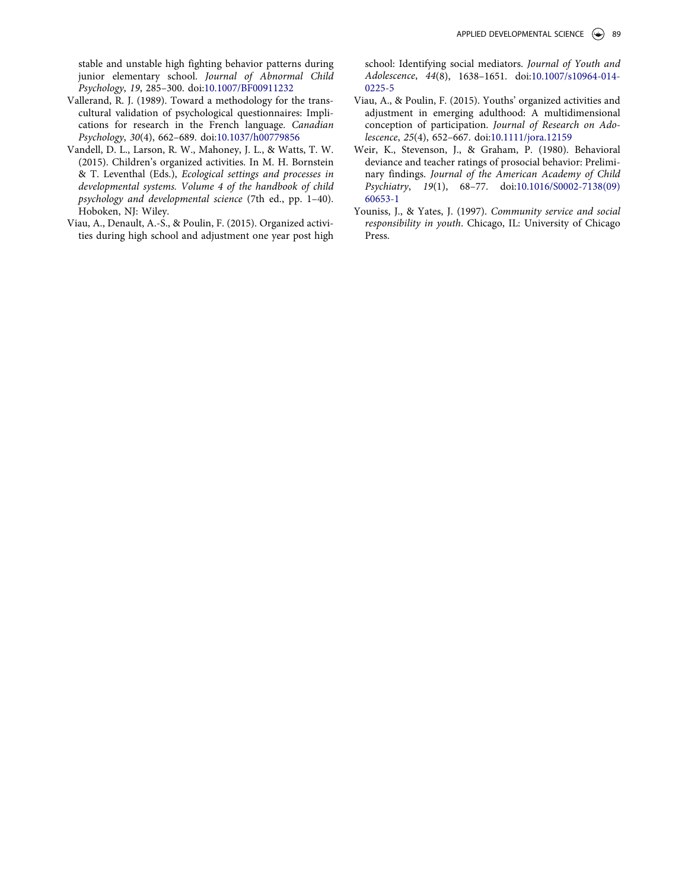stable and unstable high fighting behavior patterns during junior elementary school. *Journal of Abnormal Child Psychology*, *19*, 285–300. doi:10.1007/BF00911232

Vallerand, R. J. (1989). Toward a methodology for the transcultural validation of psychological questionnaires: Implications for research in the French language. *Canadian Psychology*, *30*(4), 662–689. doi:10.1037/h00779856

Vandell, D. L., Larson, R. W., Mahoney, J. L., & Watts, T. W. (2015). Children's organized activities. In M. H. Bornstein & T. Leventhal (Eds.), *Ecological settings and processes in developmental systems. Volume 4 of the handbook of child psychology and developmental science* (7th ed., pp. 1–40). Hoboken, NJ: Wiley.

Viau, A., Denault, A.-S., & Poulin, F. (2015). Organized activities during high school and adjustment one year post high school: Identifying social mediators. *Journal of Youth and Adolescence*, *44*(8), 1638–1651. doi:10.1007/s10964-014-0225-5

Viau, A., & Poulin, F. (2015). Youths' organized activities and adjustment in emerging adulthood: A multidimensional conception of participation. *Journal of Research on Adolescence*, *25*(4), 652–667. doi:10.1111/jora.12159

Weir, K., Stevenson, J., & Graham, P. (1980). Behavioral deviance and teacher ratings of prosocial behavior: Preliminary findings. *Journal of the American Academy of Child Psychiatry*, *19*(1), 68–77. doi:10.1016/S0002-7138(09)60653-1

Youniss, J., & Yates, J. (1997). *Community service and social responsibility in youth*. Chicago, IL: University of Chicago Press.